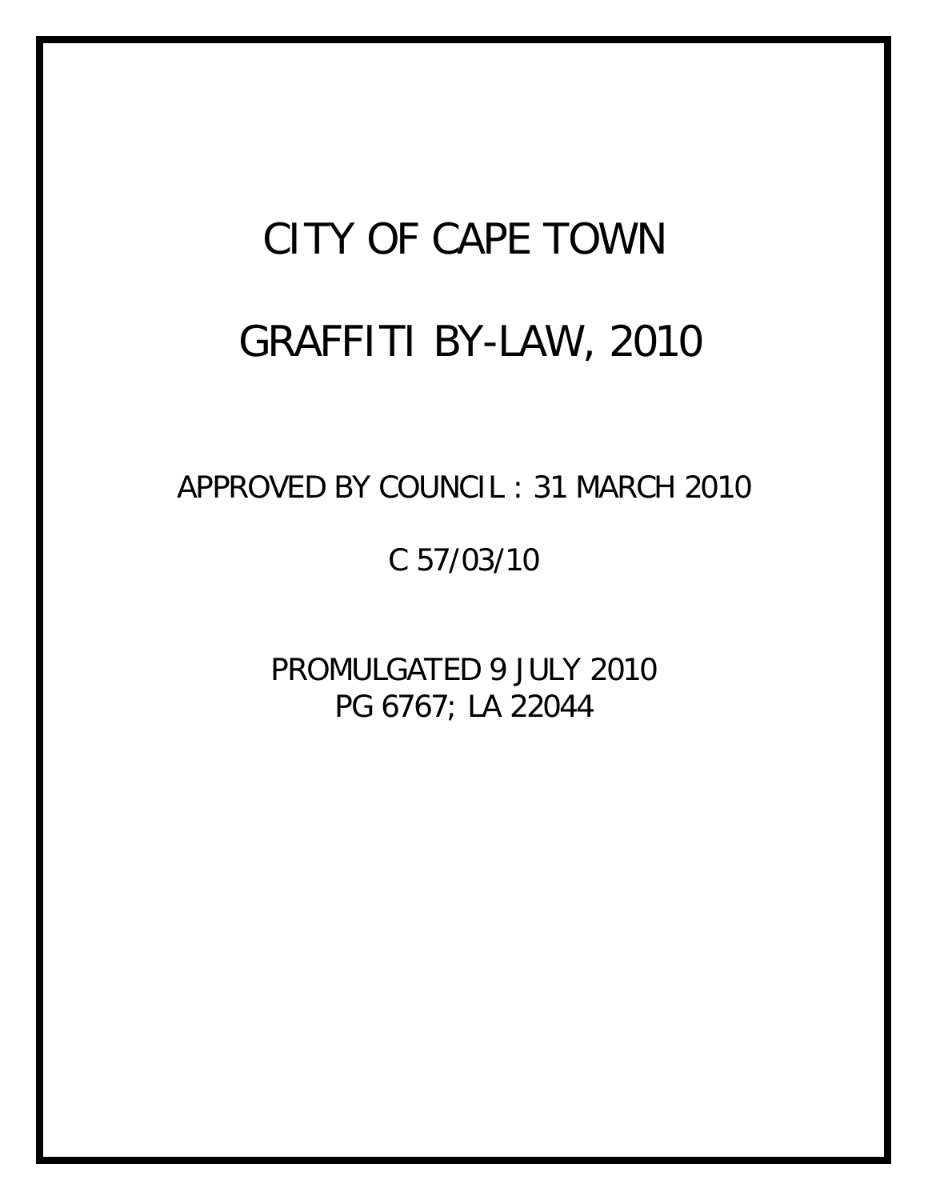# CITY OF CAPE TOWN

# GRAFFITI BY-LAW, 2010

APPROVED BY COUNCIL : 31 MARCH 2010

C 57/03/10

PROMULGATED 9 JULY 2010
PG 6767; LA 22044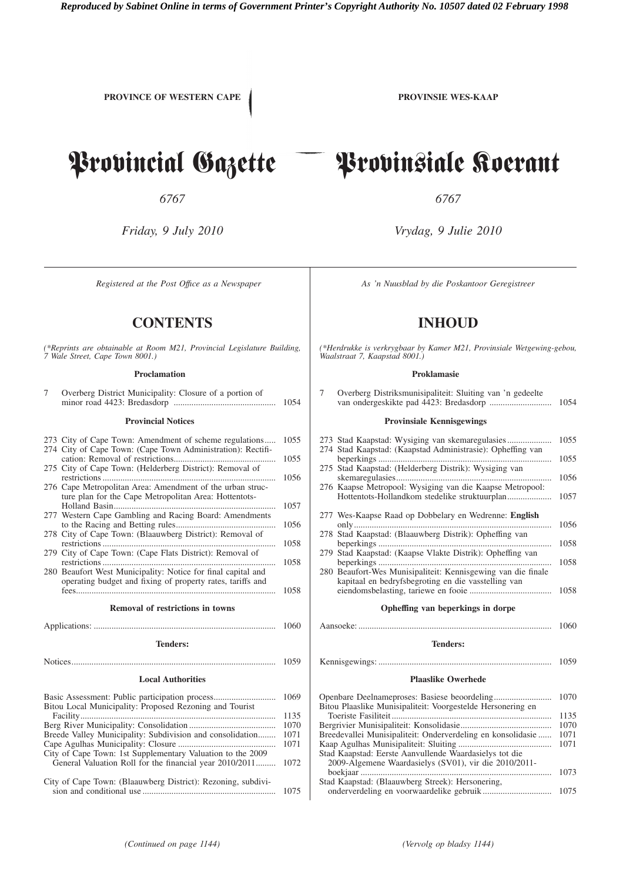*Reproduced by Sabinet Online in terms of Government Printer's Copyright Authority No. 10507 dated 02 February 1998*

**PROVINCE OF WESTERN CAPE** | **PROVINSIE WES-KAAP**

# Provincial Gazette — Provinsiale Koerant

*6767* | *6767*

*Friday, 9 July 2010* | *Vrydag, 9 Julie 2010*

*Registered at the Post Office as a Newspaper*

## CONTENTS

*(\*Reprints are obtainable at Room M21, Provincial Legislature Building, 7 Wale Street, Cape Town 8001.)*

### Proclamation

| | | |
|---|---|---|
| 7 | Overberg District Municipality: Closure of a portion of minor road 4423: Bredasdorp | 1054 |

### Provincial Notices

| | | |
|---|---|---|
| 273 | City of Cape Town: Amendment of scheme regulations | 1055 |
| 274 | City of Cape Town: (Cape Town Administration): Rectification: Removal of restrictions | 1055 |
| 275 | City of Cape Town: (Helderberg District): Removal of restrictions | 1056 |
| 276 | Cape Metropolitan Area: Amendment of the urban structure plan for the Cape Metropolitan Area: Hottentots-Holland Basin | 1057 |
| 277 | Western Cape Gambling and Racing Board: Amendments to the Racing and Betting rules | 1056 |
| 278 | City of Cape Town: (Blaauwberg District): Removal of restrictions | 1058 |
| 279 | City of Cape Town: (Cape Flats District): Removal of restrictions | 1058 |
| 280 | Beaufort West Municipality: Notice for final capital and operating budget and fixing of property rates, tariffs and fees | 1058 |

### Removal of restrictions in towns

| | |
|---|---|
| Applications: | 1060 |

### Tenders:

| | |
|---|---|
| Notices | 1059 |

### Local Authorities

| | |
|---|---|
| Basic Assessment: Public participation process | 1069 |
| Bitou Local Municipality: Proposed Rezoning and Tourist Facility | 1135 |
| Berg River Municipality: Consolidation | 1070 |
| Breede Valley Municipality: Subdivision and consolidation | 1071 |
| Cape Agulhas Municipality: Closure | 1071 |
| City of Cape Town: 1st Supplementary Valuation to the 2009 General Valuation Roll for the financial year 2010/2011 | 1072 |
| City of Cape Town: (Blaauwberg District): Rezoning, subdivision and conditional use | 1075 |

*(Continued on page 1144)*

*As 'n Nuusblad by die Poskantoor Geregistreer*

## INHOUD

*(\*Herdrukke is verkrygbaar by Kamer M21, Provinsiale Wetgewing-gebou, Waalstraat 7, Kaapstad 8001.)*

### Proklamasie

| | | |
|---|---|---|
| 7 | Overberg Distriksmunisipaliteit: Sluiting van 'n gedeelte van ondergeskikte pad 4423: Bredasdorp | 1054 |

### Provinsiale Kennisgewings

| | | |
|---|---|---|
| 273 | Stad Kaapstad: Wysiging van skemaregulasies | 1055 |
| 274 | Stad Kaapstad: (Kaapstad Administrasie): Opheffing van beperkings | 1055 |
| 275 | Stad Kaapstad: (Helderberg Distrik): Wysiging van skemaregulasies | 1056 |
| 276 | Kaapse Metropool: Wysiging van die Kaapse Metropool: Hottentots-Hollandkom stedelike struktuurplan | 1057 |
| 277 | Wes-Kaapse Raad op Dobbelary en Wedrenne: **English** only | 1056 |
| 278 | Stad Kaapstad: (Blaauwberg Distrik): Opheffing van beperkings | 1058 |
| 279 | Stad Kaapstad: (Kaapse Vlakte Distrik): Opheffing van beperkings | 1058 |
| 280 | Beaufort-Wes Munisipaliteit: Kennisgewing van die finale kapitaal en bedryfsbegroting en die vasstelling van eiendomsbelasting, tariewe en fooie | 1058 |

### Opheffing van beperkings in dorpe

| | |
|---|---|
| Aansoeke: | 1060 |

### Tenders:

| | |
|---|---|
| Kennisgewings: | 1059 |

### Plaaslike Owerhede

| | |
|---|---|
| Openbare Deelnameproses: Basiese beoordeling | 1070 |
| Bitou Plaaslike Munisipaliteit: Voorgestelde Hersonering en Toeriste Fasiliteit | 1135 |
| Bergrivier Munisipaliteit: Konsolidasie | 1070 |
| Breedevallei Munisipaliteit: Onderverdeling en konsolidasie | 1071 |
| Kaap Agulhas Munisipaliteit: Sluiting | 1071 |
| Stad Kaapstad: Eerste Aanvullende Waardasielys tot die 2009-Algemene Waardasielys (SV01), vir die 2010/2011-boekjaar | 1073 |
| Stad Kaapstad: (Blaauwberg Streek): Hersonering, onderverdeling en voorwaardelike gebruik | 1075 |

*(Vervolg op bladsy 1144)*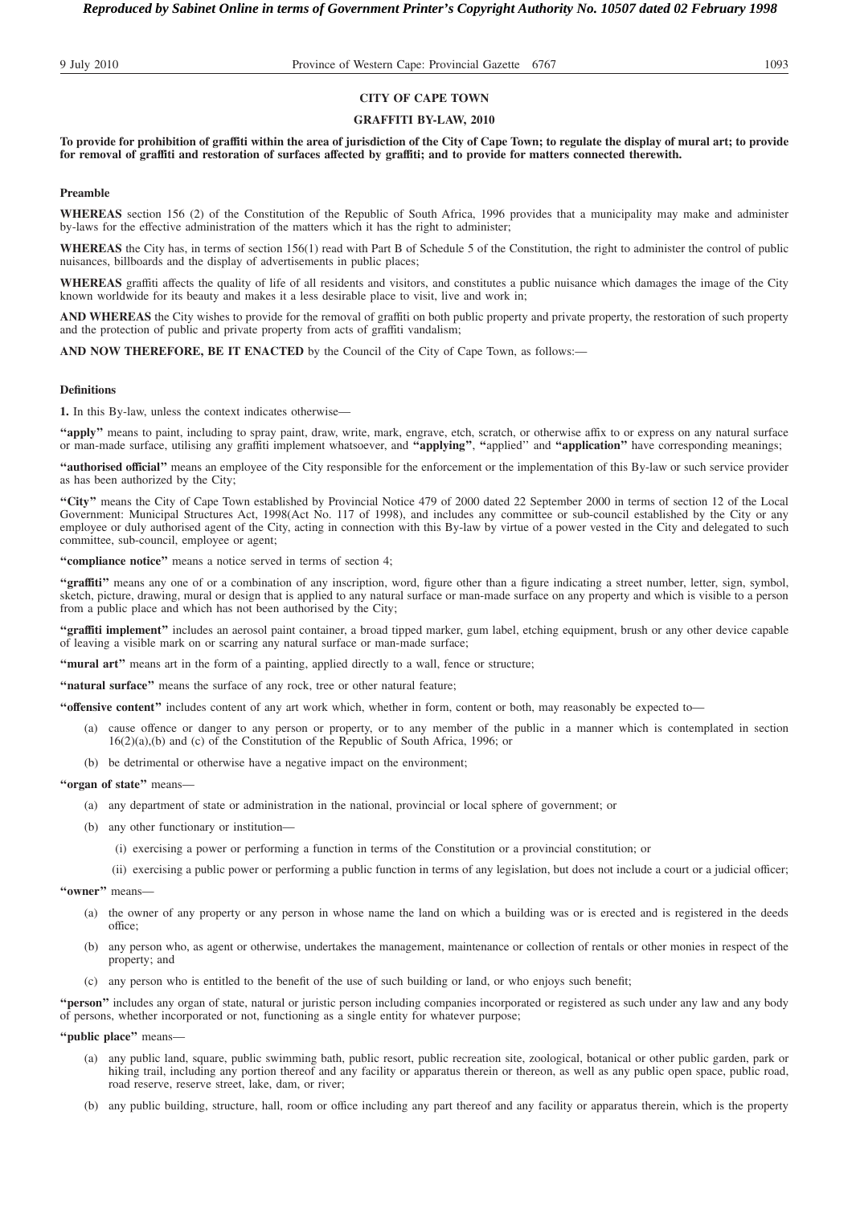## CITY OF CAPE TOWN

## GRAFFITI BY-LAW, 2010

**To provide for prohibition of graffiti within the area of jurisdiction of the City of Cape Town; to regulate the display of mural art; to provide for removal of graffiti and restoration of surfaces affected by graffiti; and to provide for matters connected therewith.**

### Preamble

**WHEREAS** section 156 (2) of the Constitution of the Republic of South Africa, 1996 provides that a municipality may make and administer by-laws for the effective administration of the matters which it has the right to administer;

**WHEREAS** the City has, in terms of section 156(1) read with Part B of Schedule 5 of the Constitution, the right to administer the control of public nuisances, billboards and the display of advertisements in public places;

**WHEREAS** graffiti affects the quality of life of all residents and visitors, and constitutes a public nuisance which damages the image of the City known worldwide for its beauty and makes it a less desirable place to visit, live and work in;

**AND WHEREAS** the City wishes to provide for the removal of graffiti on both public property and private property, the restoration of such property and the protection of public and private property from acts of graffiti vandalism;

**AND NOW THEREFORE, BE IT ENACTED** by the Council of the City of Cape Town, as follows:—

### Definitions

**1.** In this By-law, unless the context indicates otherwise—

**"apply"** means to paint, including to spray paint, draw, write, mark, engrave, etch, scratch, or otherwise affix to or express on any natural surface or man-made surface, utilising any graffiti implement whatsoever, and **"applying"**, **"**applied'' and **"application"** have corresponding meanings;

**"authorised official"** means an employee of the City responsible for the enforcement or the implementation of this By-law or such service provider as has been authorized by the City;

**"City"** means the City of Cape Town established by Provincial Notice 479 of 2000 dated 22 September 2000 in terms of section 12 of the Local Government: Municipal Structures Act, 1998(Act No. 117 of 1998), and includes any committee or sub-council established by the City or any employee or duly authorised agent of the City, acting in connection with this By-law by virtue of a power vested in the City and delegated to such committee, sub-council, employee or agent;

**"compliance notice"** means a notice served in terms of section 4;

**"graffiti"** means any one of or a combination of any inscription, word, figure other than a figure indicating a street number, letter, sign, symbol, sketch, picture, drawing, mural or design that is applied to any natural surface or man-made surface on any property and which is visible to a person from a public place and which has not been authorised by the City;

**"graffiti implement"** includes an aerosol paint container, a broad tipped marker, gum label, etching equipment, brush or any other device capable of leaving a visible mark on or scarring any natural surface or man-made surface;

**"mural art"** means art in the form of a painting, applied directly to a wall, fence or structure;

**"natural surface"** means the surface of any rock, tree or other natural feature;

**"offensive content"** includes content of any art work which, whether in form, content or both, may reasonably be expected to—

(a) cause offence or danger to any person or property, or to any member of the public in a manner which is contemplated in section 16(2)(a),(b) and (c) of the Constitution of the Republic of South Africa, 1996; or

(b) be detrimental or otherwise have a negative impact on the environment;

**"organ of state"** means—

(a) any department of state or administration in the national, provincial or local sphere of government; or

(b) any other functionary or institution—

  (i) exercising a power or performing a function in terms of the Constitution or a provincial constitution; or

  (ii) exercising a public power or performing a public function in terms of any legislation, but does not include a court or a judicial officer;

**"owner"** means—

(a) the owner of any property or any person in whose name the land on which a building was or is erected and is registered in the deeds office;

(b) any person who, as agent or otherwise, undertakes the management, maintenance or collection of rentals or other monies in respect of the property; and

(c) any person who is entitled to the benefit of the use of such building or land, or who enjoys such benefit;

**"person"** includes any organ of state, natural or juristic person including companies incorporated or registered as such under any law and any body of persons, whether incorporated or not, functioning as a single entity for whatever purpose;

**"public place"** means—

(a) any public land, square, public swimming bath, public resort, public recreation site, zoological, botanical or other public garden, park or hiking trail, including any portion thereof and any facility or apparatus therein or thereon, as well as any public open space, public road, road reserve, reserve street, lake, dam, or river;

(b) any public building, structure, hall, room or office including any part thereof and any facility or apparatus therein, which is the property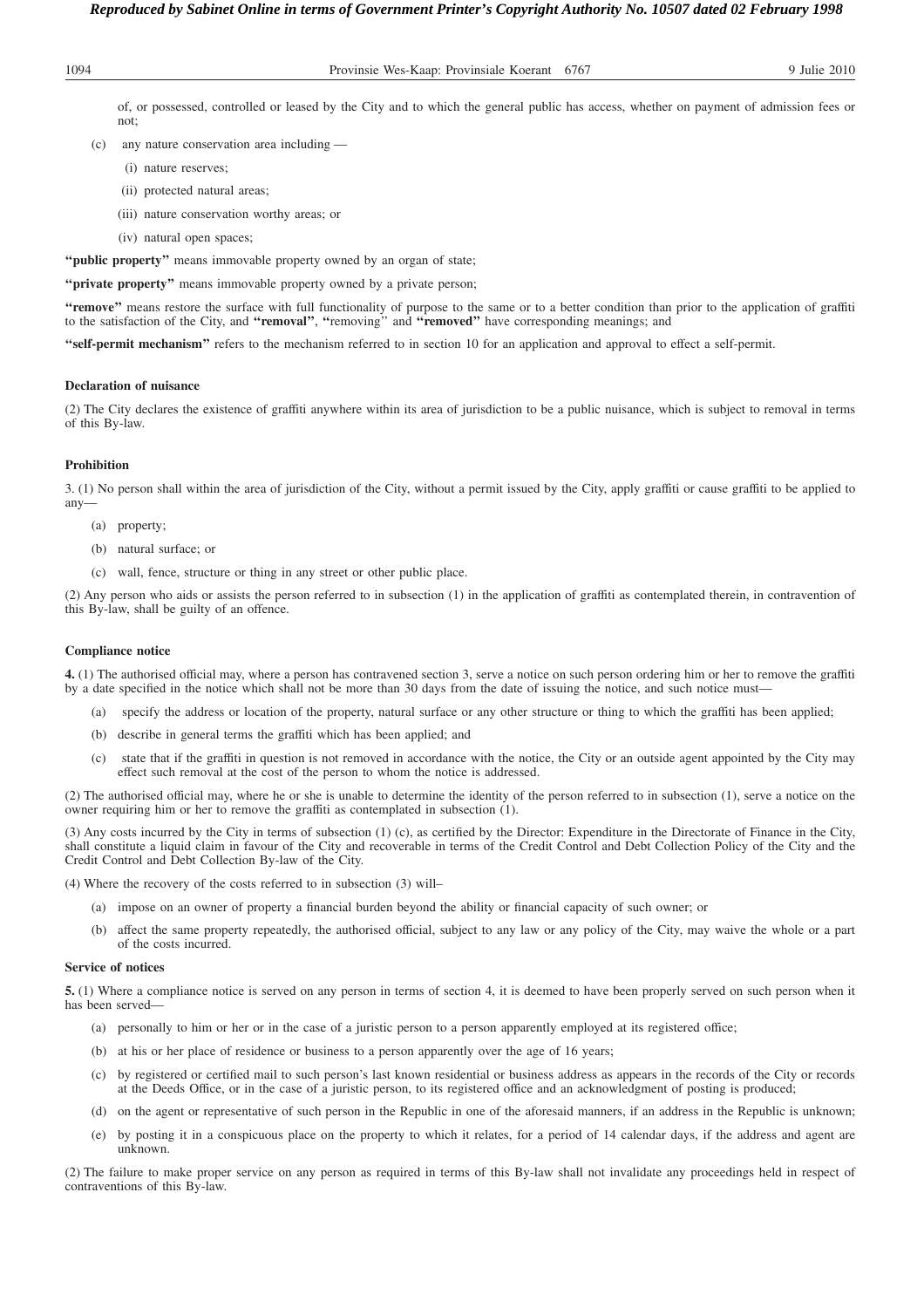of, or possessed, controlled or leased by the City and to which the general public has access, whether on payment of admission fees or not;

(c) any nature conservation area including —

(i) nature reserves;

(ii) protected natural areas;

(iii) nature conservation worthy areas; or

(iv) natural open spaces;

**"public property"** means immovable property owned by an organ of state;

**"private property"** means immovable property owned by a private person;

**"remove"** means restore the surface with full functionality of purpose to the same or to a better condition than prior to the application of graffiti to the satisfaction of the City, and **"removal"**, **"**removing'' and **"removed"** have corresponding meanings; and

**"self-permit mechanism"** refers to the mechanism referred to in section 10 for an application and approval to effect a self-permit.

**Declaration of nuisance**

(2) The City declares the existence of graffiti anywhere within its area of jurisdiction to be a public nuisance, which is subject to removal in terms of this By-law.

**Prohibition**

3. (1) No person shall within the area of jurisdiction of the City, without a permit issued by the City, apply graffiti or cause graffiti to be applied to any—

(a) property;

(b) natural surface; or

(c) wall, fence, structure or thing in any street or other public place.

(2) Any person who aids or assists the person referred to in subsection (1) in the application of graffiti as contemplated therein, in contravention of this By-law, shall be guilty of an offence.

**Compliance notice**

**4.** (1) The authorised official may, where a person has contravened section 3, serve a notice on such person ordering him or her to remove the graffiti by a date specified in the notice which shall not be more than 30 days from the date of issuing the notice, and such notice must—

(a) specify the address or location of the property, natural surface or any other structure or thing to which the graffiti has been applied;

(b) describe in general terms the graffiti which has been applied; and

(c) state that if the graffiti in question is not removed in accordance with the notice, the City or an outside agent appointed by the City may effect such removal at the cost of the person to whom the notice is addressed.

(2) The authorised official may, where he or she is unable to determine the identity of the person referred to in subsection (1), serve a notice on the owner requiring him or her to remove the graffiti as contemplated in subsection (1).

(3) Any costs incurred by the City in terms of subsection (1) (c), as certified by the Director: Expenditure in the Directorate of Finance in the City, shall constitute a liquid claim in favour of the City and recoverable in terms of the Credit Control and Debt Collection Policy of the City and the Credit Control and Debt Collection By-law of the City.

(4) Where the recovery of the costs referred to in subsection (3) will–

(a) impose on an owner of property a financial burden beyond the ability or financial capacity of such owner; or

(b) affect the same property repeatedly, the authorised official, subject to any law or any policy of the City, may waive the whole or a part of the costs incurred.

**Service of notices**

**5.** (1) Where a compliance notice is served on any person in terms of section 4, it is deemed to have been properly served on such person when it has been served—

(a) personally to him or her or in the case of a juristic person to a person apparently employed at its registered office;

(b) at his or her place of residence or business to a person apparently over the age of 16 years;

(c) by registered or certified mail to such person's last known residential or business address as appears in the records of the City or records at the Deeds Office, or in the case of a juristic person, to its registered office and an acknowledgment of posting is produced;

(d) on the agent or representative of such person in the Republic in one of the aforesaid manners, if an address in the Republic is unknown;

(e) by posting it in a conspicuous place on the property to which it relates, for a period of 14 calendar days, if the address and agent are unknown.

(2) The failure to make proper service on any person as required in terms of this By-law shall not invalidate any proceedings held in respect of contraventions of this By-law.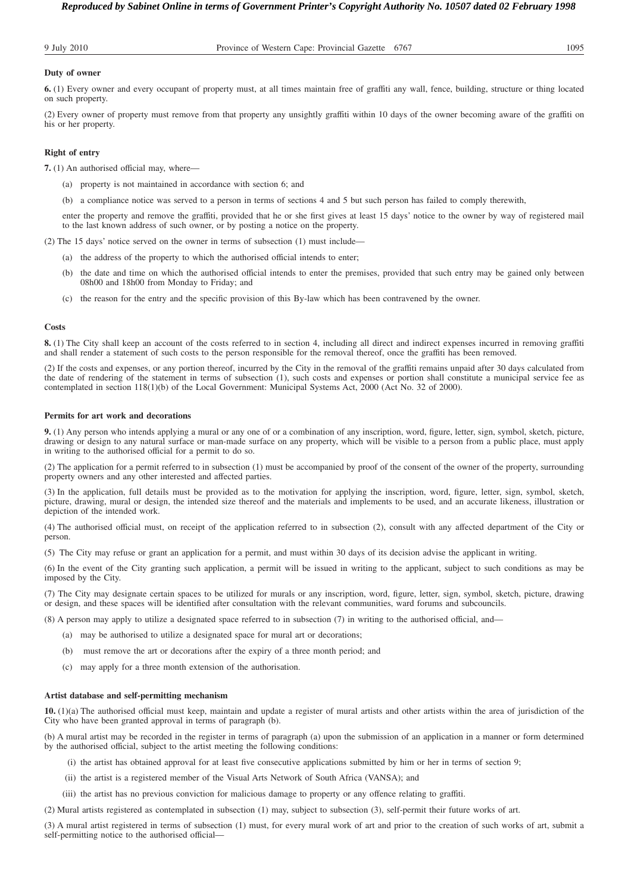**Duty of owner**

**6.** (1) Every owner and every occupant of property must, at all times maintain free of graffiti any wall, fence, building, structure or thing located on such property.

(2) Every owner of property must remove from that property any unsightly graffiti within 10 days of the owner becoming aware of the graffiti on his or her property.

**Right of entry**

**7.** (1) An authorised official may, where—

(a) property is not maintained in accordance with section 6; and

(b) a compliance notice was served to a person in terms of sections 4 and 5 but such person has failed to comply therewith,

enter the property and remove the graffiti, provided that he or she first gives at least 15 days' notice to the owner by way of registered mail to the last known address of such owner, or by posting a notice on the property.

(2) The 15 days' notice served on the owner in terms of subsection (1) must include—

(a) the address of the property to which the authorised official intends to enter;

(b) the date and time on which the authorised official intends to enter the premises, provided that such entry may be gained only between 08h00 and 18h00 from Monday to Friday; and

(c) the reason for the entry and the specific provision of this By-law which has been contravened by the owner.

**Costs**

**8.** (1) The City shall keep an account of the costs referred to in section 4, including all direct and indirect expenses incurred in removing graffiti and shall render a statement of such costs to the person responsible for the removal thereof, once the graffiti has been removed.

(2) If the costs and expenses, or any portion thereof, incurred by the City in the removal of the graffiti remains unpaid after 30 days calculated from the date of rendering of the statement in terms of subsection (1), such costs and expenses or portion shall constitute a municipal service fee as contemplated in section 118(1)(b) of the Local Government: Municipal Systems Act, 2000 (Act No. 32 of 2000).

**Permits for art work and decorations**

**9.** (1) Any person who intends applying a mural or any one of or a combination of any inscription, word, figure, letter, sign, symbol, sketch, picture, drawing or design to any natural surface or man-made surface on any property, which will be visible to a person from a public place, must apply in writing to the authorised official for a permit to do so.

(2) The application for a permit referred to in subsection (1) must be accompanied by proof of the consent of the owner of the property, surrounding property owners and any other interested and affected parties.

(3) In the application, full details must be provided as to the motivation for applying the inscription, word, figure, letter, sign, symbol, sketch, picture, drawing, mural or design, the intended size thereof and the materials and implements to be used, and an accurate likeness, illustration or depiction of the intended work.

(4) The authorised official must, on receipt of the application referred to in subsection (2), consult with any affected department of the City or person.

(5) The City may refuse or grant an application for a permit, and must within 30 days of its decision advise the applicant in writing.

(6) In the event of the City granting such application, a permit will be issued in writing to the applicant, subject to such conditions as may be imposed by the City.

(7) The City may designate certain spaces to be utilized for murals or any inscription, word, figure, letter, sign, symbol, sketch, picture, drawing or design, and these spaces will be identified after consultation with the relevant communities, ward forums and subcouncils.

(8) A person may apply to utilize a designated space referred to in subsection (7) in writing to the authorised official, and—

(a) may be authorised to utilize a designated space for mural art or decorations;

(b) must remove the art or decorations after the expiry of a three month period; and

(c) may apply for a three month extension of the authorisation.

**Artist database and self-permitting mechanism**

**10.** (1)(a) The authorised official must keep, maintain and update a register of mural artists and other artists within the area of jurisdiction of the City who have been granted approval in terms of paragraph (b).

(b) A mural artist may be recorded in the register in terms of paragraph (a) upon the submission of an application in a manner or form determined by the authorised official, subject to the artist meeting the following conditions:

(i) the artist has obtained approval for at least five consecutive applications submitted by him or her in terms of section 9;

(ii) the artist is a registered member of the Visual Arts Network of South Africa (VANSA); and

(iii) the artist has no previous conviction for malicious damage to property or any offence relating to graffiti.

(2) Mural artists registered as contemplated in subsection (1) may, subject to subsection (3), self-permit their future works of art.

(3) A mural artist registered in terms of subsection (1) must, for every mural work of art and prior to the creation of such works of art, submit a self-permitting notice to the authorised official—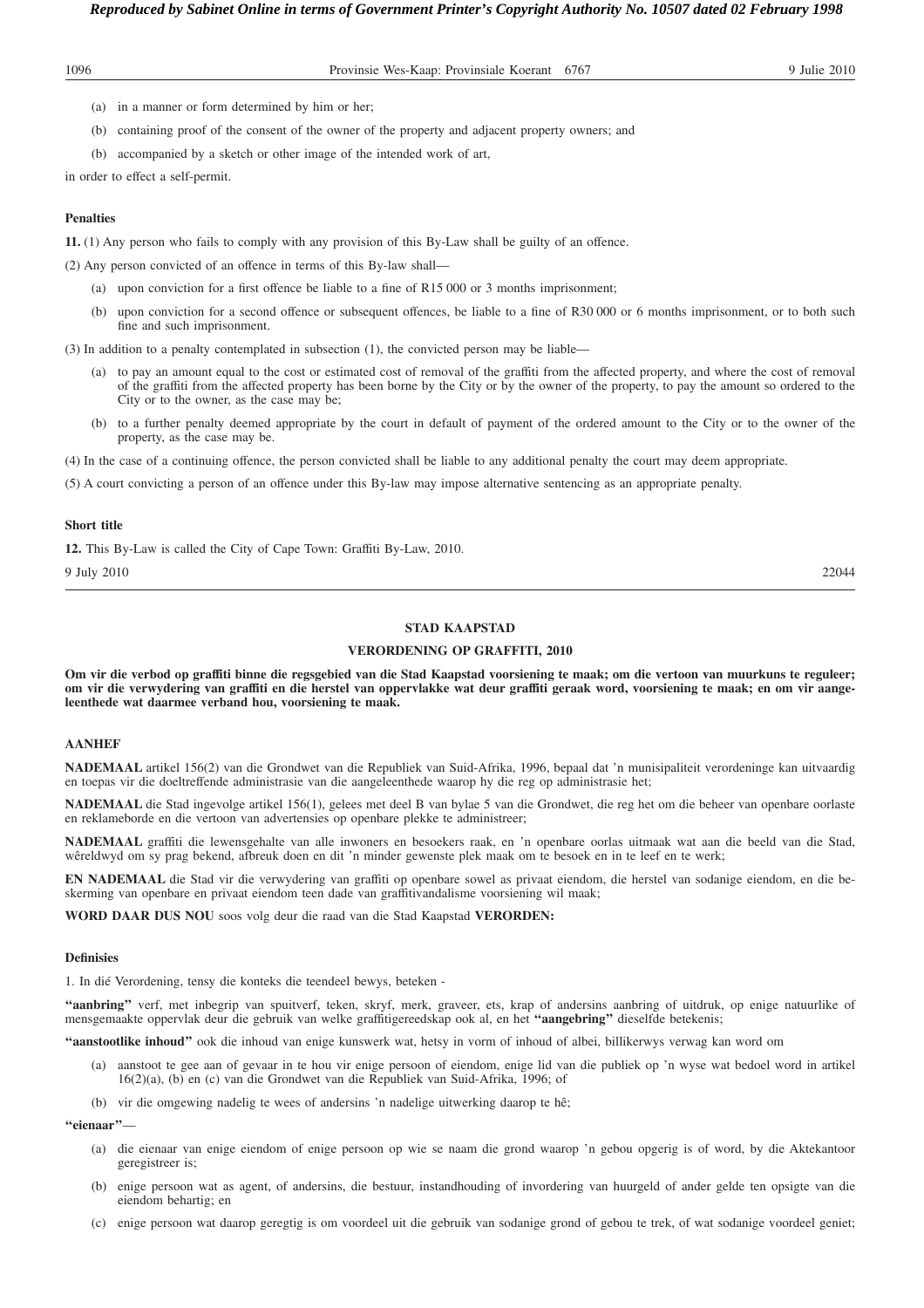(a) in a manner or form determined by him or her;

(b) containing proof of the consent of the owner of the property and adjacent property owners; and

(b) accompanied by a sketch or other image of the intended work of art,

in order to effect a self-permit.

**Penalties**

**11.** (1) Any person who fails to comply with any provision of this By-Law shall be guilty of an offence.

(2) Any person convicted of an offence in terms of this By-law shall—

(a) upon conviction for a first offence be liable to a fine of R15 000 or 3 months imprisonment;

(b) upon conviction for a second offence or subsequent offences, be liable to a fine of R30 000 or 6 months imprisonment, or to both such fine and such imprisonment.

(3) In addition to a penalty contemplated in subsection (1), the convicted person may be liable—

(a) to pay an amount equal to the cost or estimated cost of removal of the graffiti from the affected property, and where the cost of removal of the graffiti from the affected property has been borne by the City or by the owner of the property, to pay the amount so ordered to the City or to the owner, as the case may be;

(b) to a further penalty deemed appropriate by the court in default of payment of the ordered amount to the City or to the owner of the property, as the case may be.

(4) In the case of a continuing offence, the person convicted shall be liable to any additional penalty the court may deem appropriate.

(5) A court convicting a person of an offence under this By-law may impose alternative sentencing as an appropriate penalty.

**Short title**

**12.** This By-Law is called the City of Cape Town: Graffiti By-Law, 2010.

9 July 2010 22044

---

**STAD KAAPSTAD**

**VERORDENING OP GRAFFITI, 2010**

**Om vir die verbod op graffiti binne die regsgebied van die Stad Kaapstad voorsiening te maak; om die vertoon van muurkuns te reguleer; om vir die verwydering van graffiti en die herstel van oppervlakke wat deur graffiti geraak word, voorsiening te maak; en om vir aangeleenthede wat daarmee verband hou, voorsiening te maak.**

**AANHEF**

**NADEMAAL** artikel 156(2) van die Grondwet van die Republiek van Suid-Afrika, 1996, bepaal dat 'n munisipaliteit verordeninge kan uitvaardig en toepas vir die doeltreffende administrasie van die aangeleenthede waarop hy die reg op administrasie het;

**NADEMAAL** die Stad ingevolge artikel 156(1), gelees met deel B van bylae 5 van die Grondwet, die reg het om die beheer van openbare oorlaste en reklameborde en die vertoon van advertensies op openbare plekke te administreer;

**NADEMAAL** graffiti die lewensgehalte van alle inwoners en besoekers raak, en 'n openbare oorlas uitmaak wat aan die beeld van die Stad, wêreldwyd om sy prag bekend, afbreuk doen en dit 'n minder gewenste plek maak om te besoek en in te leef en te werk;

**EN NADEMAAL** die Stad vir die verwydering van graffiti op openbare sowel as privaat eiendom, die herstel van sodanige eiendom, en die beskerming van openbare en privaat eiendom teen dade van graffitivandalisme voorsiening wil maak;

**WORD DAAR DUS NOU** soos volg deur die raad van die Stad Kaapstad **VERORDEN:**

**Definisies**

1. In dié Verordening, tensy die konteks die teendeel bewys, beteken -

**"aanbring"** verf, met inbegrip van spuitverf, teken, skryf, merk, graveer, ets, krap of andersins aanbring of uitdruk, op enige natuurlike of mensgemaakte oppervlak deur die gebruik van welke graffitigereedskap ook al, en het **"aangebring"** dieselfde betekenis;

**"aanstootlike inhoud"** ook die inhoud van enige kunswerk wat, hetsy in vorm of inhoud of albei, billikerwys verwag kan word om

(a) aanstoot te gee aan of gevaar in te hou vir enige persoon of eiendom, enige lid van die publiek op 'n wyse wat bedoel word in artikel 16(2)(a), (b) en (c) van die Grondwet van die Republiek van Suid-Afrika, 1996; of

(b) vir die omgewing nadelig te wees of andersins 'n nadelige uitwerking daarop te hê;

**"eienaar"**—

(a) die eienaar van enige eiendom of enige persoon op wie se naam die grond waarop 'n gebou opgerig is of word, by die Aktekantoor geregistreer is;

(b) enige persoon wat as agent, of andersins, die bestuur, instandhouding of invordering van huurgeld of ander gelde ten opsigte van die eiendom behartig; en

(c) enige persoon wat daarop geregtig is om voordeel uit die gebruik van sodanige grond of gebou te trek, of wat sodanige voordeel geniet;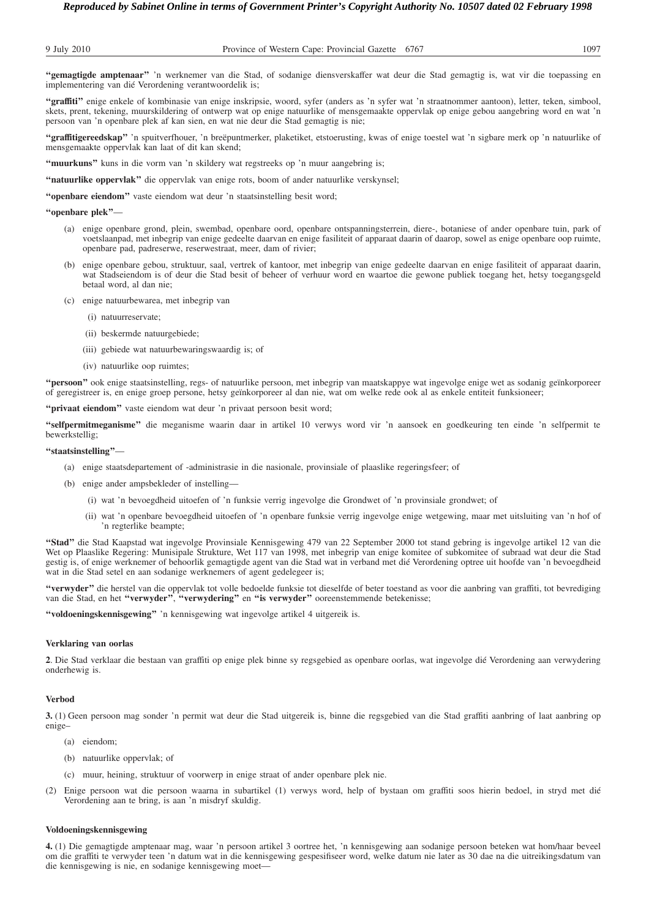**"gemagtigde amptenaar"** 'n werknemer van die Stad, of sodanige diensverskaffer wat deur die Stad gemagtig is, wat vir die toepassing en implementering van dié Verordening verantwoordelik is;

**"graffiti"** enige enkele of kombinasie van enige inskripsie, woord, syfer (anders as 'n syfer wat 'n straatnommer aantoon), letter, teken, simbool, skets, prent, tekening, muurskildering of ontwerp wat op enige natuurlike of mensgemaakte oppervlak op enige gebou aangebring word en wat 'n persoon van 'n openbare plek af kan sien, en wat nie deur die Stad gemagtig is nie;

**"graffitigereedskap"** 'n spuitverfhouer, 'n breëpuntmerker, plaketiket, etstoerusting, kwas of enige toestel wat 'n sigbare merk op 'n natuurlike of mensgemaakte oppervlak kan laat of dit kan skend;

**"muurkuns"** kuns in die vorm van 'n skildery wat regstreeks op 'n muur aangebring is;

**"natuurlike oppervlak"** die oppervlak van enige rots, boom of ander natuurlike verskynsel;

**"openbare eiendom"** vaste eiendom wat deur 'n staatsinstelling besit word;

**"openbare plek"**—

(a) enige openbare grond, plein, swembad, openbare oord, openbare ontspanningsterrein, diere-, botaniese of ander openbare tuin, park of voetslaanpad, met inbegrip van enige gedeelte daarvan en enige fasiliteit of apparaat daarin of daarop, sowel as enige openbare oop ruimte, openbare pad, padreserwe, reserwestraat, meer, dam of rivier;

(b) enige openbare gebou, struktuur, saal, vertrek of kantoor, met inbegrip van enige gedeelte daarvan en enige fasiliteit of apparaat daarin, wat Stadseiendom is of deur die Stad besit of beheer of verhuur word en waartoe die gewone publiek toegang het, hetsy toegangsgeld betaal word, al dan nie;

(c) enige natuurbewarea, met inbegrip van

- (i) natuurreservate;
- (ii) beskermde natuurgebiede;
- (iii) gebiede wat natuurbewaringswaardig is; of
- (iv) natuurlike oop ruimtes;

**"persoon"** ook enige staatsinstelling, regs- of natuurlike persoon, met inbegrip van maatskappye wat ingevolge enige wet as sodanig geïnkorporeer of geregistreer is, en enige groep persone, hetsy geïnkorporeer al dan nie, wat om welke rede ook al as enkele entiteit funksioneer;

**"privaat eiendom"** vaste eiendom wat deur 'n privaat persoon besit word;

**"selfpermitmeganisme"** die meganisme waarin daar in artikel 10 verwys word vir 'n aansoek en goedkeuring ten einde 'n selfpermit te bewerkstellig;

**"staatsinstelling"**—

(a) enige staatsdepartement of -administrasie in die nasionale, provinsiale of plaaslike regeringsfeer; of

(b) enige ander ampsbekleder of instelling—

- (i) wat 'n bevoegdheid uitoefen of 'n funksie verrig ingevolge die Grondwet of 'n provinsiale grondwet; of
- (ii) wat 'n openbare bevoegdheid uitoefen of 'n openbare funksie verrig ingevolge enige wetgewing, maar met uitsluiting van 'n hof of 'n regterlike beampte;

**"Stad"** die Stad Kaapstad wat ingevolge Provinsiale Kennisgewing 479 van 22 September 2000 tot stand gebring is ingevolge artikel 12 van die Wet op Plaaslike Regering: Munisipale Strukture, Wet 117 van 1998, met inbegrip van enige komitee of subkomitee of subraad wat deur die Stad gestig is, of enige werknemer of behoorlik gemagtigde agent van die Stad wat in verband met dié Verordening optree uit hoofde van 'n bevoegdheid wat in die Stad setel en aan sodanige werknemers of agent gedelegeer is;

**"verwyder"** die herstel van die oppervlak tot volle bedoelde funksie tot dieselfde of beter toestand as voor die aanbring van graffiti, tot bevrediging van die Stad, en het **"verwyder"**, **"verwydering"** en **"is verwyder"** ooreenstemmende betekenisse;

**"voldoeningskennisgewing"** 'n kennisgewing wat ingevolge artikel 4 uitgereik is.

### Verklaring van oorlas

**2**. Die Stad verklaar die bestaan van graffiti op enige plek binne sy regsgebied as openbare oorlas, wat ingevolge dié Verordening aan verwydering onderhewig is.

### Verbod

**3.** (1) Geen persoon mag sonder 'n permit wat deur die Stad uitgereik is, binne die regsgebied van die Stad graffiti aanbring of laat aanbring op enige–

(a) eiendom;

(b) natuurlike oppervlak; of

(c) muur, heining, struktuur of voorwerp in enige straat of ander openbare plek nie.

(2) Enige persoon wat die persoon waarna in subartikel (1) verwys word, help of bystaan om graffiti soos hierin bedoel, in stryd met dié Verordening aan te bring, is aan 'n misdryf skuldig.

### Voldoeningskennisgewing

**4.** (1) Die gemagtigde amptenaar mag, waar 'n persoon artikel 3 oortree het, 'n kennisgewing aan sodanige persoon beteken wat hom/haar beveel om die graffiti te verwyder teen 'n datum wat in die kennisgewing gespesifiseer word, welke datum nie later as 30 dae na die uitreikingsdatum van die kennisgewing is nie, en sodanige kennisgewing moet—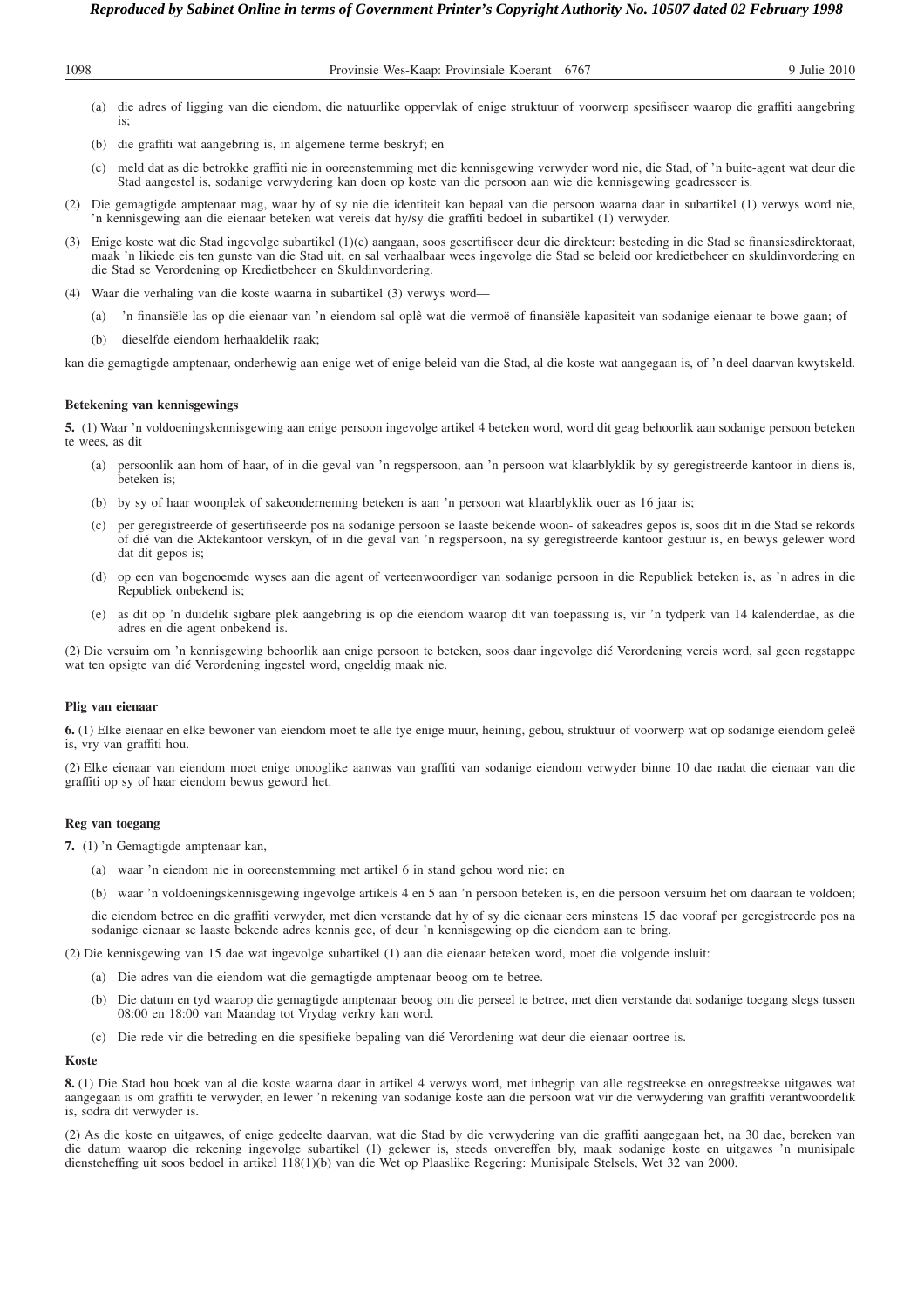(a) die adres of ligging van die eiendom, die natuurlike oppervlak of enige struktuur of voorwerp spesifiseer waarop die graffiti aangebring is;

(b) die graffiti wat aangebring is, in algemene terme beskryf; en

(c) meld dat as die betrokke graffiti nie in ooreenstemming met die kennisgewing verwyder word nie, die Stad, of 'n buite-agent wat deur die Stad aangestel is, sodanige verwydering kan doen op koste van die persoon aan wie die kennisgewing geadresseer is.

(2) Die gemagtigde amptenaar mag, waar hy of sy nie die identiteit kan bepaal van die persoon waarna daar in subartikel (1) verwys word nie, 'n kennisgewing aan die eienaar beteken wat vereis dat hy/sy die graffiti bedoel in subartikel (1) verwyder.

(3) Enige koste wat die Stad ingevolge subartikel (1)(c) aangaan, soos gesertifiseer deur die direkteur: besteding in die Stad se finansiesdirektoraat, maak 'n likiede eis ten gunste van die Stad uit, en sal verhaalbaar wees ingevolge die Stad se beleid oor kredietbeheer en skuldinvordering en die Stad se Verordening op Kredietbeheer en Skuldinvordering.

(4) Waar die verhaling van die koste waarna in subartikel (3) verwys word—

(a) 'n finansiële las op die eienaar van 'n eiendom sal oplê wat die vermoë of finansiële kapasiteit van sodanige eienaar te bowe gaan; of

(b) dieselfde eiendom herhaaldelik raak;

kan die gemagtigde amptenaar, onderhewig aan enige wet of enige beleid van die Stad, al die koste wat aangegaan is, of 'n deel daarvan kwytskeld.

**Betekening van kennisgewings**

**5.** (1) Waar 'n voldoeningskennisgewing aan enige persoon ingevolge artikel 4 beteken word, word dit geag behoorlik aan sodanige persoon beteken te wees, as dit

(a) persoonlik aan hom of haar, of in die geval van 'n regspersoon, aan 'n persoon wat klaarblyklik by sy geregistreerde kantoor in diens is, beteken is;

(b) by sy of haar woonplek of sakeonderneming beteken is aan 'n persoon wat klaarblyklik ouer as 16 jaar is;

(c) per geregistreerde of gesertifiseerde pos na sodanige persoon se laaste bekende woon- of sakeadres gepos is, soos dit in die Stad se rekords of dié van die Aktekantoor verskyn, of in die geval van 'n regspersoon, na sy geregistreerde kantoor gestuur is, en bewys gelewer word dat dit gepos is;

(d) op een van bogenoemde wyses aan die agent of verteenwoordiger van sodanige persoon in die Republiek beteken is, as 'n adres in die Republiek onbekend is;

(e) as dit op 'n duidelik sigbare plek aangebring is op die eiendom waarop dit van toepassing is, vir 'n tydperk van 14 kalenderdae, as die adres en die agent onbekend is.

(2) Die versuim om 'n kennisgewing behoorlik aan enige persoon te beteken, soos daar ingevolge dié Verordening vereis word, sal geen regstappe wat ten opsigte van dié Verordening ingestel word, ongeldig maak nie.

**Plig van eienaar**

**6.** (1) Elke eienaar en elke bewoner van eiendom moet te alle tye enige muur, heining, gebou, struktuur of voorwerp wat op sodanige eiendom geleë is, vry van graffiti hou.

(2) Elke eienaar van eiendom moet enige onooglike aanwas van graffiti van sodanige eiendom verwyder binne 10 dae nadat die eienaar van die graffiti op sy of haar eiendom bewus geword het.

**Reg van toegang**

**7.** (1) 'n Gemagtigde amptenaar kan,

(a) waar 'n eiendom nie in ooreenstemming met artikel 6 in stand gehou word nie; en

(b) waar 'n voldoeningskennisgewing ingevolge artikels 4 en 5 aan 'n persoon beteken is, en die persoon versuim het om daaraan te voldoen;

die eiendom betree en die graffiti verwyder, met dien verstande dat hy of sy die eienaar eers minstens 15 dae vooraf per geregistreerde pos na sodanige eienaar se laaste bekende adres kennis gee, of deur 'n kennisgewing op die eiendom aan te bring.

(2) Die kennisgewing van 15 dae wat ingevolge subartikel (1) aan die eienaar beteken word, moet die volgende insluit:

(a) Die adres van die eiendom wat die gemagtigde amptenaar beoog om te betree.

(b) Die datum en tyd waarop die gemagtigde amptenaar beoog om die perseel te betree, met dien verstande dat sodanige toegang slegs tussen 08:00 en 18:00 van Maandag tot Vrydag verkry kan word.

(c) Die rede vir die betreding en die spesifieke bepaling van dié Verordening wat deur die eienaar oortree is.

**Koste**

**8.** (1) Die Stad hou boek van al die koste waarna daar in artikel 4 verwys word, met inbegrip van alle regstreekse en onregstreekse uitgawes wat aangegaan is om graffiti te verwyder, en lewer 'n rekening van sodanige koste aan die persoon wat vir die verwydering van graffiti verantwoordelik is, sodra dit verwyder is.

(2) As die koste en uitgawes, of enige gedeelte daarvan, wat die Stad by die verwydering van die graffiti aangegaan het, na 30 dae, bereken van die datum waarop die rekening ingevolge subartikel (1) gelewer is, steeds onvereffen bly, maak sodanige koste en uitgawes 'n munisipale diensteheffing uit soos bedoel in artikel 118(1)(b) van die Wet op Plaaslike Regering: Munisipale Stelsels, Wet 32 van 2000.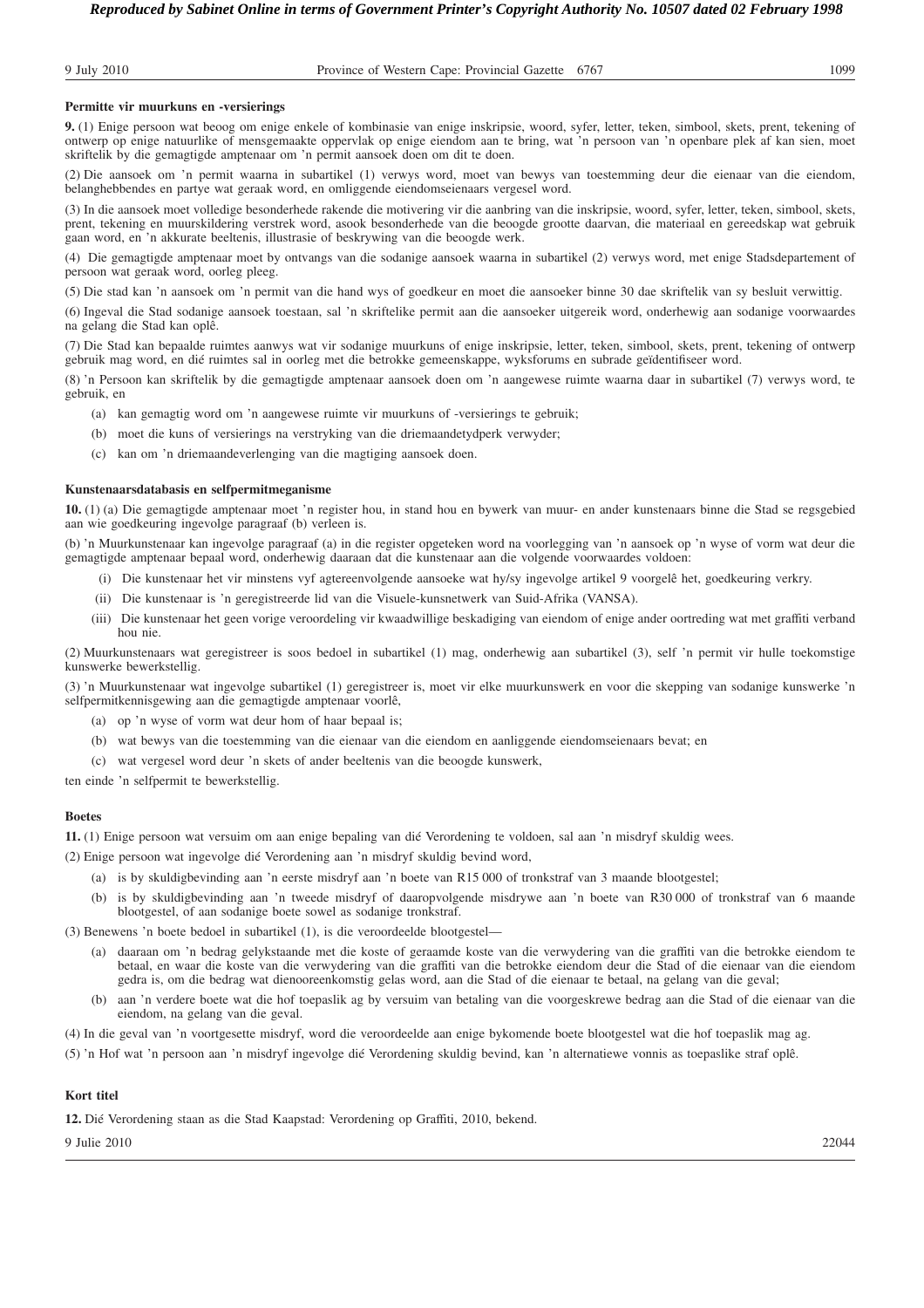**Permitte vir muurkuns en -versierings**

**9.** (1) Enige persoon wat beoog om enige enkele of kombinasie van enige inskripsie, woord, syfer, letter, teken, simbool, skets, prent, tekening of ontwerp op enige natuurlike of mensgemaakte oppervlak op enige eiendom aan te bring, wat 'n persoon van 'n openbare plek af kan sien, moet skriftelik by die gemagtigde amptenaar om 'n permit aansoek doen om dit te doen.

(2) Die aansoek om 'n permit waarna in subartikel (1) verwys word, moet van bewys van toestemming deur die eienaar van die eiendom, belanghebbendes en partye wat geraak word, en omliggende eiendomseienaars vergesel word.

(3) In die aansoek moet volledige besonderhede rakende die motivering vir die aanbring van die inskripsie, woord, syfer, letter, teken, simbool, skets, prent, tekening en muurskildering verstrek word, asook besonderhede van die beoogde grootte daarvan, die materiaal en gereedskap wat gebruik gaan word, en 'n akkurate beeltenis, illustrasie of beskrywing van die beoogde werk.

(4) Die gemagtigde amptenaar moet by ontvangs van die sodanige aansoek waarna in subartikel (2) verwys word, met enige Stadsdepartement of persoon wat geraak word, oorleg pleeg.

(5) Die stad kan 'n aansoek om 'n permit van die hand wys of goedkeur en moet die aansoeker binne 30 dae skriftelik van sy besluit verwittig.

(6) Ingeval die Stad sodanige aansoek toestaan, sal 'n skriftelike permit aan die aansoeker uitgereik word, onderhewig aan sodanige voorwaardes na gelang die Stad kan oplê.

(7) Die Stad kan bepaalde ruimtes aanwys wat vir sodanige muurkuns of enige inskripsie, letter, teken, simbool, skets, prent, tekening of ontwerp gebruik mag word, en dié ruimtes sal in oorleg met die betrokke gemeenskappe, wyksforums en subrade geïdentifiseer word.

(8) 'n Persoon kan skriftelik by die gemagtigde amptenaar aansoek doen om 'n aangewese ruimte waarna daar in subartikel (7) verwys word, te gebruik, en

(a) kan gemagtig word om 'n aangewese ruimte vir muurkuns of -versierings te gebruik;

(b) moet die kuns of versierings na verstryking van die driemaandetydperk verwyder;

(c) kan om 'n driemaandeverlenging van die magtiging aansoek doen.

**Kunstenaarsdatabasis en selfpermitmeganisme**

**10.** (1) (a) Die gemagtigde amptenaar moet 'n register hou, in stand hou en bywerk van muur- en ander kunstenaars binne die Stad se regsgebied aan wie goedkeuring ingevolge paragraaf (b) verleen is.

(b) 'n Muurkunstenaar kan ingevolge paragraaf (a) in die register opgeteken word na voorlegging van 'n aansoek op 'n wyse of vorm wat deur die gemagtigde amptenaar bepaal word, onderhewig daaraan dat die kunstenaar aan die volgende voorwaardes voldoen:

(i) Die kunstenaar het vir minstens vyf agtereenvolgende aansoeke wat hy/sy ingevolge artikel 9 voorgelê het, goedkeuring verkry.

(ii) Die kunstenaar is 'n geregistreerde lid van die Visuele-kunsnetwerk van Suid-Afrika (VANSA).

(iii) Die kunstenaar het geen vorige veroordeling vir kwaadwillige beskadiging van eiendom of enige ander oortreding wat met graffiti verband hou nie.

(2) Muurkunstenaars wat geregistreer is soos bedoel in subartikel (1) mag, onderhewig aan subartikel (3), self 'n permit vir hulle toekomstige kunswerke bewerkstellig.

(3) 'n Muurkunstenaar wat ingevolge subartikel (1) geregistreer is, moet vir elke muurkunswerk en voor die skepping van sodanige kunswerke 'n selfpermitkennisgewing aan die gemagtigde amptenaar voorlê,

(a) op 'n wyse of vorm wat deur hom of haar bepaal is;

(b) wat bewys van die toestemming van die eienaar van die eiendom en aanliggende eiendomseienaars bevat; en

(c) wat vergesel word deur 'n skets of ander beeltenis van die beoogde kunswerk,

ten einde 'n selfpermit te bewerkstellig.

**Boetes**

**11.** (1) Enige persoon wat versuim om aan enige bepaling van dié Verordening te voldoen, sal aan 'n misdryf skuldig wees.

(2) Enige persoon wat ingevolge dié Verordening aan 'n misdryf skuldig bevind word,

(a) is by skuldigbevinding aan 'n eerste misdryf aan 'n boete van R15 000 of tronkstraf van 3 maande blootgestel;

(b) is by skuldigbevinding aan 'n tweede misdryf of daaropvolgende misdrywe aan 'n boete van R30 000 of tronkstraf van 6 maande blootgestel, of aan sodanige boete sowel as sodanige tronkstraf.

(3) Benewens 'n boete bedoel in subartikel (1), is die veroordeelde blootgestel—

(a) daaraan om 'n bedrag gelykstaande met die koste of geraamde koste van die verwydering van die graffiti van die betrokke eiendom te betaal, en waar die koste van die verwydering van die graffiti van die betrokke eiendom deur die Stad of die eienaar van die eiendom gedra is, om die bedrag wat dienooreenkomstig gelas word, aan die Stad of die eienaar te betaal, na gelang van die geval;

(b) aan 'n verdere boete wat die hof toepaslik ag by versuim van betaling van die voorgeskrewe bedrag aan die Stad of die eienaar van die eiendom, na gelang van die geval.

(4) In die geval van 'n voortgesette misdryf, word die veroordeelde aan enige bykomende boete blootgestel wat die hof toepaslik mag ag.

(5) 'n Hof wat 'n persoon aan 'n misdryf ingevolge dié Verordening skuldig bevind, kan 'n alternatiewe vonnis as toepaslike straf oplê.

**Kort titel**

**12.** Dié Verordening staan as die Stad Kaapstad: Verordening op Graffiti, 2010, bekend.

9 Julie 2010 22044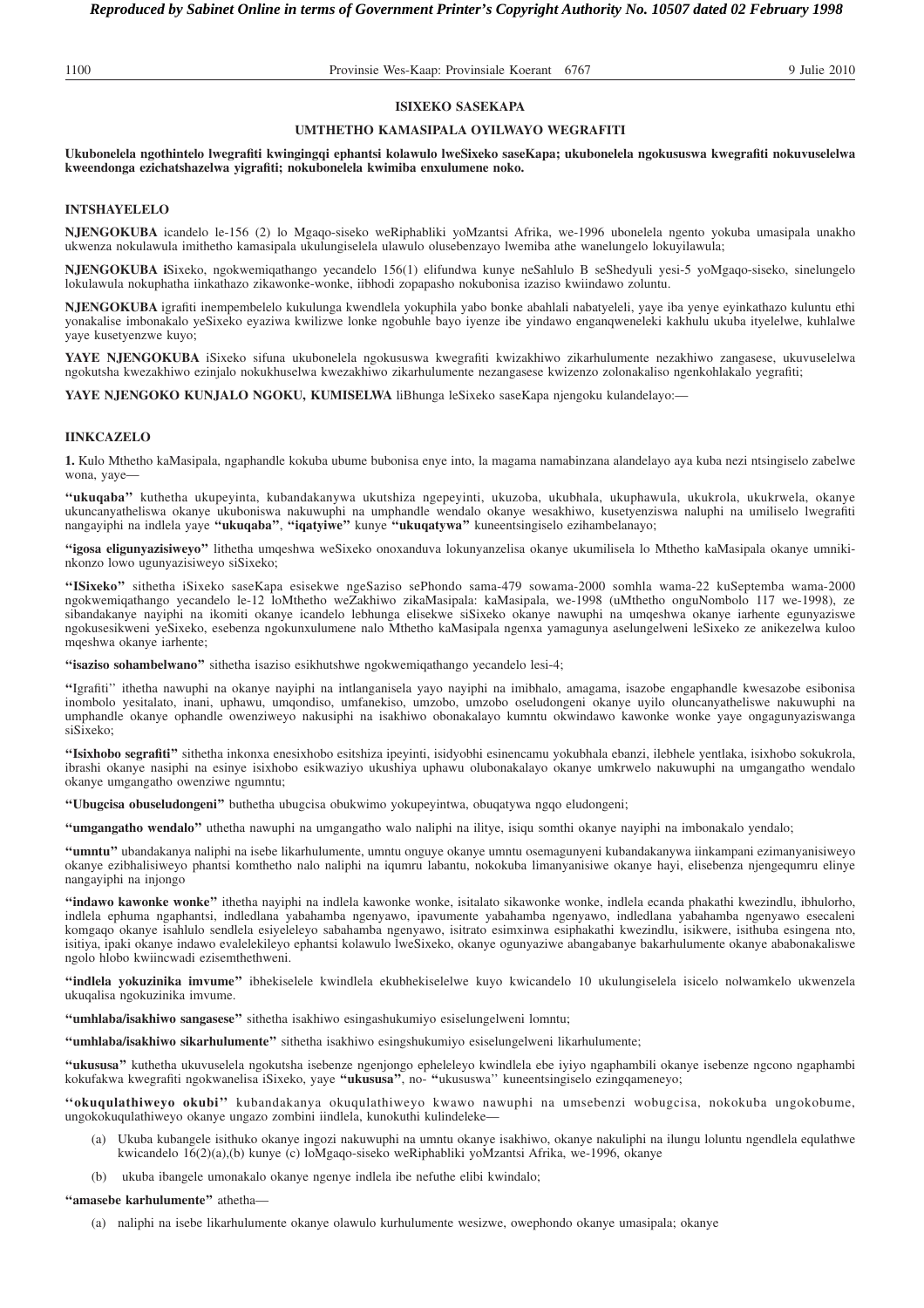## ISIXEKO SASEKAPA

## UMTHETHO KAMASIPALA OYILWAYO WEGRAFITI

**Ukubonelela ngothintelo lwegrafiti kwingingqi ephantsi kolawulo lweSixeko saseKapa; ukubonelela ngokususwa kwegrafiti nokuvuselelwa kweendonga ezichatshazelwa yigrafiti; nokubonelela kwimiba enxulumene noko.**

### INTSHAYELELO

**NJENGOKUBA** icandelo le-156 (2) lo Mgaqo-siseko weRiphabliki yoMzantsi Afrika, we-1996 ubonelela ngento yokuba umasipala unakho ukwenza nokulawula imithetho kamasipala ukulungiselela ulawulo olusebenzayo lwemiba athe wanelungelo lokuyilawula;

**NJENGOKUBA i**Sixeko, ngokwemiqathango yecandelo 156(1) elifundwa kunye neSahlulo B seShedyuli yesi-5 yoMgaqo-siseko, sinelungelo lokulawula nokuphatha iinkathazo zikawonke-wonke, iibhodi zopapasho nokubonisa izaziso kwiindawo zoluntu.

**NJENGOKUBA** igrafiti inempembelelo kukulunga kwendlela yokuphila yabo bonke abahlali nabatyeleli, yaye iba yenye eyinkathazo kuluntu ethi yonakalise imbonakalo yeSixeko eyaziwa kwilizwe lonke ngobuhle bayo iyenze ibe yindawo enganqweneleki kakhulu ukuba ityelelwe, kuhlalwe yaye kusetyenzwe kuyo;

**YAYE NJENGOKUBA** iSixeko sifuna ukubonelela ngokususwa kwegrafiti kwizakhiwo zikarhulumente nezakhiwo zangasese, ukuvuselelwa ngokutsha kwezakhiwo ezinjalo nokukhuselwa kwezakhiwo zikarhulumente nezangasese kwizenzo zolonakaliso ngenkohlakalo yegrafiti;

**YAYE NJENGOKO KUNJALO NGOKU, KUMISELWA** liBhunga leSixeko saseKapa njengoku kulandelayo:—

### IINKCAZELO

**1.** Kulo Mthetho kaMasipala, ngaphandle kokuba ubume bubonisa enye into, la magama namabinzana alandelayo aya kuba nezi ntsingiselo zabelwe wona, yaye—

**"ukuqaba"** kuthetha ukupeyinta, kubandakanywa ukutshiza ngepeyinti, ukuzoba, ukubhala, ukuphawula, ukukrola, ukukrwela, okanye ukuncanyatheliswa okanye ukuboniswa nakuwuphi na umphandle wendalo okanye wesakhiwo, kusetyenziswa naluphi na umiliselo lwegrafiti nangayiphi na indlela yaye **"ukuqaba"**, **"iqatyiwe"** kunye **"ukuqatywa"** kuneentsingiselo ezihambelanayo;

**"igosa eligunyazisiweyo"** lithetha umqeshwa weSixeko onoxanduva lokunyanzelisa okanye ukumilisela lo Mthetho kaMasipala okanye umnikinkonzo lowo ugunyazisiweyo siSixeko;

**"ISixeko"** sithetha iSixeko saseKapa esisekwe ngeSaziso sePhondo sama-479 sowama-2000 somhla wama-22 kuSeptemba wama-2000 ngokwemiqathango yecandelo le-12 loMthetho weZakhiwo zikaMasipala: kaMasipala, we-1998 (uMthetho onguNombolo 117 we-1998), ze sibandakanye nayiphi na ikomiti okanye icandelo lebhunga elisekwe siSixeko okanye nawuphi na umqeshwa okanye iarhente egunyaziswe ngokusesikweni yeSixeko, esebenza ngokunxulumene nalo Mthetho kaMasipala ngenxa yamagunya aselungelweni leSixeko ze anikezelwa kuloo mqeshwa okanye iarhente;

**"isaziso sohambelwano"** sithetha isaziso esikhutshwe ngokwemiqathango yecandelo lesi-4;

**"**Igrafiti'' ithetha nawuphi na okanye nayiphi na intlanganisela yayo nayiphi na imibhalo, amagama, isazobe engaphandle kwesazobe esibonisa inombolo yesitalato, inani, uphawu, umqondiso, umfanekiso, umzobo, umzobo oseludongeni okanye uyilo oluncanyatheliswe nakuwuphi na umphandle okanye ophandle owenziweyo nakusiphi na isakhiwo obonakalayo kumntu okwindawo kawonke wonke yaye ongagunyaziswanga siSixeko;

**"Isixhobo segrafiti"** sithetha inkonxa enesixhobo esitshiza ipeyinti, isidyobhi esinencamu yokubhala ebanzi, ilebhele yentlaka, isixhobo sokukrola, ibrashi okanye nasiphi na esinye isixhobo esikwaziyo ukushiya uphawu olubonakalayo okanye umkrwelo nakuwuphi na umgangatho wendalo okanye umgangatho owenziwe ngumntu;

**"Ubugcisa obuseludongeni"** buthetha ubugcisa obukwimo yokupeyintwa, obuqatywa ngqo eludongeni;

**"umgangatho wendalo"** uthetha nawuphi na umgangatho walo naliphi na ilitye, isiqu somthi okanye nayiphi na imbonakalo yendalo;

**"umntu"** ubandakanya naliphi na isebe likarhulumente, umntu onguye okanye umntu osemagunyeni kubandakanywa iinkampani ezimanyanisiweyo okanye ezibhalisiweyo phantsi komthetho nalo naliphi na iqumru labantu, nokokuba limanyanisiwe okanye hayi, elisebenza njengequmru elinye nangayiphi na injongo

**"indawo kawonke wonke"** ithetha nayiphi na indlela kawonke wonke, isitalato sikawonke wonke, indlela ecanda phakathi kwezindlu, ibhulorho, indlela ephuma ngaphantsi, indledlana yabahamba ngenyawo, ipavumente yabahamba ngenyawo, indledlana yabahamba ngenyawo esecaleni komgaqo okanye isahlulo sendlela esiyeleleyo sabahamba ngenyawo, isitrato esimxinwa esiphakathi kwezindlu, isikwere, isithuba esingena nto, isitiya, ipaki okanye indawo evalelekileyo ephantsi kolawulo lweSixeko, okanye ogunyaziwe abangabanye bakarhulumente okanye ababonakaliswe ngolo hlobo kwiincwadi ezisemthethweni.

**"indlela yokuzinika imvume"** ibhekiselele kwindlela ekubhekiselelwe kuyo kwicandelo 10 ukulungiselela isicelo nolwamkelo ukwenzela ukuqalisa ngokuzinika imvume.

**"umhlaba/isakhiwo sangasese"** sithetha isakhiwo esingashukumiyo esiselungelweni lomntu;

**"umhlaba/isakhiwo sikarhulumente"** sithetha isakhiwo esingshukumiyo esiselungelweni likarhulumente;

**"ukususa"** kuthetha ukuvuselela ngokutsha isebenze ngenjongo epheleleyo kwindlela ebe iyiyo ngaphambili okanye isebenze ngcono ngaphambi kokufakwa kwegrafiti ngokwanelisa iSixeko, yaye **"ukususa"**, no- **"**ukususwa'' kuneentsingiselo ezingqameneyo;

**"okuqulathiweyo okubi"** kubandakanya okuqulathiweyo kwawo nawuphi na umsebenzi wobugcisa, nokokuba ungokobume, ungokokuqulathiweyo okanye ungazo zombini iindlela, kunokuthi kulindeleke—

(a) Ukuba kubangele isithuko okanye ingozi nakuwuphi na umntu okanye isakhiwo, okanye nakuliphi na ilungu loluntu ngendlela equlathwe kwicandelo 16(2)(a),(b) kunye (c) loMgaqo-siseko weRiphabliki yoMzantsi Afrika, we-1996, okanye

(b) ukuba ibangele umonakalo okanye ngenye indlela ibe nefuthe elibi kwindalo;

**"amasebe karhulumente"** athetha—

(a) naliphi na isebe likarhulumente okanye olawulo kurhulumente wesizwe, owephondo okanye umasipala; okanye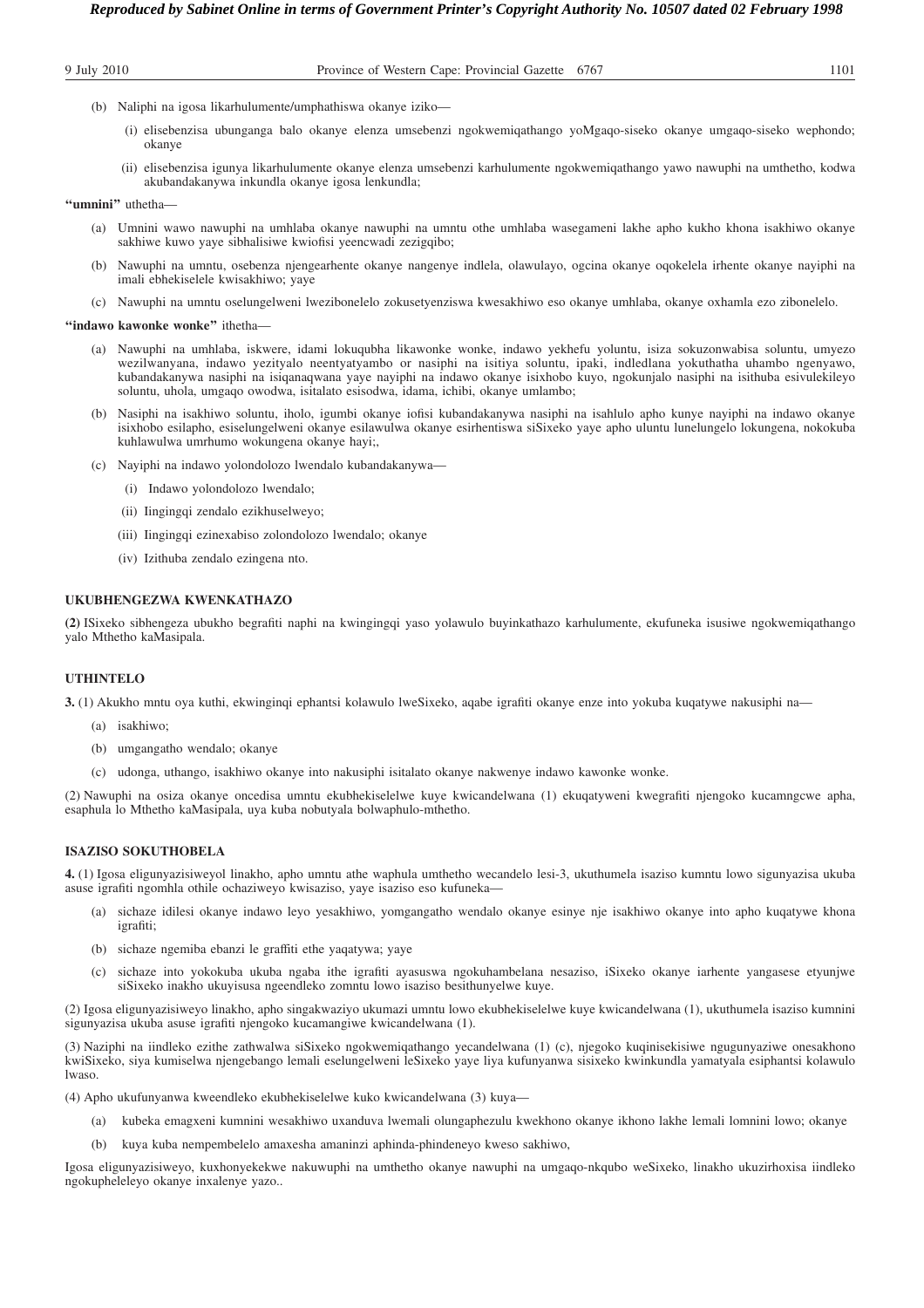(b) Naliphi na igosa likarhulumente/umphathiswa okanye iziko—

(i) elisebenzisa ubunganga balo okanye elenza umsebenzi ngokwemiqathango yoMgaqo-siseko okanye umgaqo-siseko wephondo; okanye

(ii) elisebenzisa igunya likarhulumente okanye elenza umsebenzi karhulumente ngokwemiqathango yawo nawuphi na umthetho, kodwa akubandakanywa inkundla okanye igosa lenkundla;

**"umnini"** uthetha—

(a) Umnini wawo nawuphi na umhlaba okanye nawuphi na umntu othe umhlaba wasegameni lakhe apho kukho khona isakhiwo okanye sakhiwe kuwo yaye sibhalisiwe kwiofisi yeencwadi zezigqibo;

(b) Nawuphi na umntu, osebenza njengearhente okanye nangenye indlela, olawulayo, ogcina okanye oqokelela irhente okanye nayiphi na imali ebhekiselele kwisakhiwo; yaye

(c) Nawuphi na umntu oselungelweni lwezibonelelo zokusetyenziswa kwesakhiwo eso okanye umhlaba, okanye oxhamla ezo zibonelelo.

**"indawo kawonke wonke"** ithetha—

(a) Nawuphi na umhlaba, iskwere, idami lokuqubha likawonke wonke, indawo yekhefu yoluntu, isiza sokuzonwabisa soluntu, umyezo wezilwanyana, indawo yezityalo neentyatyambo or nasiphi na isitiya soluntu, ipaki, indledlana yokuthatha uhambo ngenyawo, kubandakanywa nasiphi na isiqanaqwana yaye nayiphi na indawo okanye isixhobo kuyo, ngokunjalo nasiphi na isithuba esivulekileyo soluntu, uhola, umgaqo owodwa, isitalato esisodwa, idama, ichibi, okanye umlambo;

(b) Nasiphi na isakhiwo soluntu, iholo, igumbi okanye iofisi kubandakanywa nasiphi na isahlulo apho kunye nayiphi na indawo okanye isixhobo esilapho, esiselungelweni okanye esilawulwa okanye esirhentiswa siSixeko yaye apho uluntu lunelungelo lokungena, nokokuba kuhlawulwa umrhumo wokungena okanye hayi;,

(c) Nayiphi na indawo yolondolozo lwendalo kubandakanywa—

(i) Indawo yolondolozo lwendalo;

(ii) Iingingqi zendalo ezikhuselweyo;

(iii) Iingingqi ezinexabiso zolondolozo lwendalo; okanye

(iv) Izithuba zendalo ezingena nto.

**UKUBHENGEZWA KWENKATHAZO**

**(2)** ISixeko sibhengeza ubukho begrafiti naphi na kwingingqi yaso yolawulo buyinkathazo karhulumente, ekufuneka isusiwe ngokwemiqathango yalo Mthetho kaMasipala.

**UTHINTELO**

**3.** (1) Akukho mntu oya kuthi, ekwinginqi ephantsi kolawulo lweSixeko, aqabe igrafiti okanye enze into yokuba kuqatywe nakusiphi na—

(a) isakhiwo;

(b) umgangatho wendalo; okanye

(c) udonga, uthango, isakhiwo okanye into nakusiphi isitalato okanye nakwenye indawo kawonke wonke.

(2) Nawuphi na osiza okanye oncedisa umntu ekubhekiselelwe kuye kwicandelwana (1) ekuqatyweni kwegrafiti njengoko kucamngcwe apha, esaphula lo Mthetho kaMasipala, uya kuba nobutyala bolwaphulo-mthetho.

**ISAZISO SOKUTHOBELA**

**4.** (1) Igosa eligunyazisiweyol linakho, apho umntu athe waphula umthetho wecandelo lesi-3, ukuthumela isaziso kumntu lowo sigunyazisa ukuba asuse igrafiti ngomhla othile ochaziweyo kwisaziso, yaye isaziso eso kufuneka—

(a) sichaze idilesi okanye indawo leyo yesakhiwo, yomgangatho wendalo okanye esinye nje isakhiwo okanye into apho kuqatywe khona igrafiti;

(b) sichaze ngemiba ebanzi le graffiti ethe yaqatywa; yaye

(c) sichaze into yokokuba ukuba ngaba ithe igrafiti ayasuswa ngokuhambelana nesaziso, iSixeko okanye iarhente yangasese etyunjwe siSixeko inakho ukuyisusa ngeendleko zomntu lowo isaziso besithunyelwe kuye.

(2) Igosa eligunyazisiweyo linakho, apho singakwaziyo ukumazi umntu lowo ekubhekiselelwe kuye kwicandelwana (1), ukuthumela isaziso kumnini sigunyazisa ukuba asuse igrafiti njengoko kucamangiwe kwicandelwana (1).

(3) Naziphi na iindleko ezithe zathwalwa siSixeko ngokwemiqathango yecandelwana (1) (c), njegoko kuqinisekisiwe ngugunyaziwe onesakhono kwiSixeko, siya kumiselwa njengebango lemali eselungelweni leSixeko yaye liya kufunyanwa sisixeko kwinkundla yamatyala esiphantsi kolawulo lwaso.

(4) Apho ukufunyanwa kweendleko ekubhekiselelwe kuko kwicandelwana (3) kuya—

(a) kubeka emagxeni kumnini wesakhiwo uxanduva lwemali olungaphezulu kwekhono okanye ikhono lakhe lemali lomnini lowo; okanye

(b) kuya kuba nempembelelo amaxesha amaninzi aphinda-phindeneyo kweso sakhiwo,

Igosa eligunyazisiweyo, kuxhonyekekwe nakuwuphi na umthetho okanye nawuphi na umgaqo-nkqubo weSixeko, linakho ukuzirhoxisa iindleko ngokupheleleyo okanye inxalenye yazo..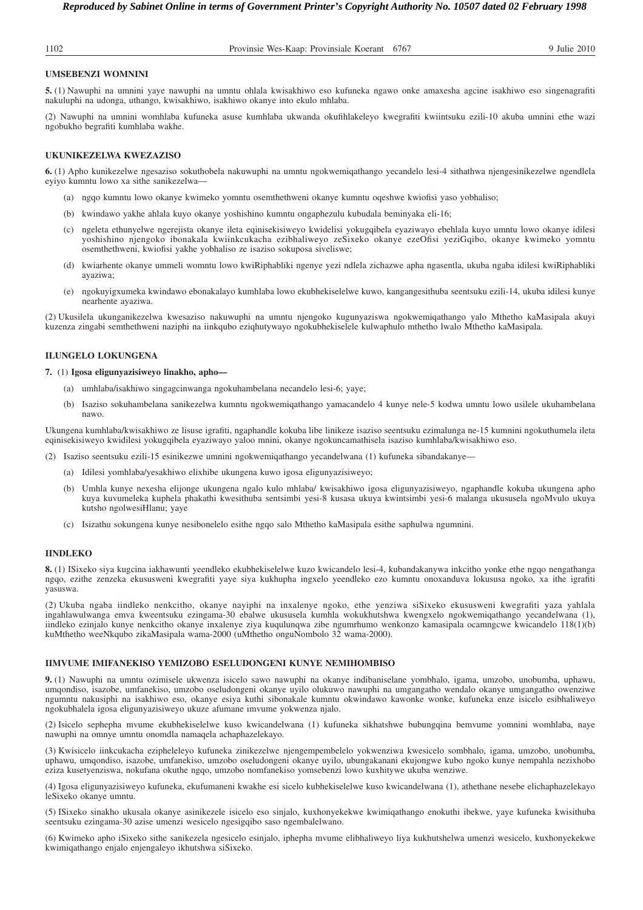### UMSEBENZI WOMNINI

**5.** (1) Nawuphi na umnini yaye nawuphi na umntu ohlala kwisakhiwo eso kufuneka ngawo onke amaxesha agcine isakhiwo eso singenagrafiti nakuluphi na udonga, uthango, kwisakhiwo, isakhiwo okanye into ekulo mhlaba.

(2) Nawuphi na umnini womhlaba kufuneka asuse kumhlaba ukwanda okufihlakeleyo kwegrafiti kwiintsuku ezili-10 akuba umnini ethe wazi ngobukho begrafiti kumhlaba wakhe.

### UKUNIKEZELWA KWEZAZISO

**6.** (1) Apho kunikezelwe ngesaziso sokuthobela nakuwuphi na umntu ngokwemiqathango yecandelo lesi-4 sithathwa njengesinikezelwe ngendlela eyiyo kumntu lowo xa sithe sanikezelwa—

- (a) ngqo kumntu lowo okanye kwimeko yomntu osemthethweni okanye kumntu oqeshwe kwiofisi yaso yobhaliso;
- (b) kwindawo yakhe ahlala kuyo okanye yoshishino kumntu ongaphezulu kubudala beminyaka eli-16;
- (c) ngeleta ethunyelwe ngerejista okanye ileta eqinisekisiweyo kwidelisi yokugqibela eyaziwayo ebehlala kuyo umntu lowo okanye idilesi yoshishino njengoko ibonakala kwiinkcukacha ezibhaliweyo zeSixeko okanye ezeOfisi yeziGqibo, okanye kwimeko yomntu osemthethweni, kwiofisi yakhe yobhaliso ze isaziso sokuposa siveliswe;
- (d) kwiarhente okanye ummeli womntu lowo kwiRiphabliki ngenye yezi ndlela zichazwe apha ngasentla, ukuba ngaba idilesi kwiRiphabliki ayaziwa;
- (e) ngokuyigxumeka kwindawo ebonakalayo kumhlaba lowo ekubhekiselelwe kuwo, kangangesithuba seentsuku ezili-14, ukuba idilesi kunye nearhente ayaziwa.

(2) Ukusilela ukunganikezelwa kwesaziso nakuwuphi na umntu njengoko kugunyaziswa ngokwemiqathango yalo Mthetho kaMasipala akuyi kuzenza zingabi semthethweni naziphi na iinkqubo eziqhutywayo ngokubhekiselele kulwaphulo mthetho lwalo Mthetho kaMasipala.

### ILUNGELO LOKUNGENA

**7.** (1) **Igosa eligunyazisiweyo linakho, apho—**

- (a) umhlaba/isakhiwo singagcinwanga ngokuhambelana necandelo lesi-6; yaye;
- (b) Isaziso sokuhambelana sanikezelwa kumntu ngokwemiqathango yamacandelo 4 kunye nele-5 kodwa umntu lowo usilele ukuhambelana nawo.

Ukungena kumhlaba/kwisakhiwo ze lisuse igrafiti, ngaphandle kokuba libe linikeze isaziso seentsuku ezimalunga ne-15 kumnini ngokuthumela ileta eqinisekisiweyo kwidilesi yokugqibela eyaziwayo yaloo mnini, okanye ngokuncamathisela isaziso kumhlaba/kwisakhiwo eso.

(2) Isaziso seentsuku ezili-15 esinikezwe umnini ngokwemiqathango yecandelwana (1) kufuneka sibandakanye—

- (a) Idilesi yomhlaba/yesakhiwo elixhibe ukungena kuwo igosa eligunyazisiweyo;
- (b) Umhla kunye nexesha elijonge ukungena ngalo kulo mhlaba/ kwisakhiwo igosa eligunyazisiweyo, ngaphandle kokuba ukungena apho kuya kuvumeleka kuphela phakathi kwesithuba sentsimbi yesi-8 kusasa ukuya kwintsimbi yesi-6 malanga ukusukela ngoMvulo ukuya kutsho ngolwesiHlanu; yaye
- (c) Isizathu sokungena kunye nesibonelelo esithe ngqo salo Mthetho kaMasipala esithe saphulwa ngumnini.

### IINDLEKO

**8.** (1) ISixeko siya kugcina iakhawunti yeendleko ekubhekiselelwe kuzo kwicandelo lesi-4, kubandakanywa inkcitho yonke ethe ngqo nengathanga ngqo, ezithe zenzeka ekususweni kwegrafiti yaye siya kukhupha ingxelo yeendleko ezo kumntu onoxanduva lokususa ngoko, xa ithe igrafiti yasuswa.

(2) Ukuba ngaba iindleko nenkcitho, okanye nayiphi na inxalenye ngoko, ethe yenziwa siSixeko ekususweni kwegrafiti yaza yahlala ingahlawulwanga emva kweentsuku ezingama-30 ebalwe ukusukela kumhla wokukhutshwa kwengxelo ngokwemiqathango yecandelwana (1), iindleko ezinjalo kunye nenkcitho okanye inxalenye ziya kuqulunqwa zibe ngumrhumo wenkonzo kamasipala ocamngcwe kwicandelo 118(1)(b) kuMthetho weeNkqubo zikaMasipala wama-2000 (uMthetho onguNombolo 32 wama-2000).

### IIMVUME IMIFANEKISO YEMIZOBO ESELUDONGENI KUNYE NEMIHOMBISO

**9.** (1) Nawuphi na umntu ozimisele ukwenza isicelo sawo nawuphi na okanye indibaniselane yombhalo, igama, umzobo, unobumba, uphawu, umqondiso, isazobe, umfanekiso, umzobo oseludongeni okanye uyilo olukuwo nawuphi na umgangatho wendalo okanye umgangatho owenziwe ngumntu nakusiphi na isakhiwo eso, okanye esiya kuthi sibonakale kumntu okwindawo kawonke wonke, kufuneka enze isicelo esibhaliweyo ngokubhalela igosa eligunyazisiweyo ukuze afumane imvume yokwenza njalo.

(2) Isicelo sephepha mvume ekubhekiselelwe kuso kwicandelwana (1) kufuneka sikhatshwe bubungqina bemvume yomnini womhlaba, naye nawuphi na omnye umntu onomdla namaqela achaphazelekayo.

(3) Kwisicelo iinkcukacha ezipheleleyo kufuneka zinikezelwe njengempembelelo yokwenziwa kwesicelo sombhalo, igama, umzobo, unobumba, uphawu, umqondiso, isazobe, umfanekiso, umzobo oseludongeni okanye uyilo, ubungakanani ekujongwe kubo ngoko kunye nempahla nezixhobo eziza kusetyenziswa, nokufana okuthe ngqo, umzobo nomfanekiso yomsebenzi lowo kuxhitywe ukuba wenziwe.

(4) Igosa eligunyazisiweyo kufuneka, ekufumaneni kwakhe esi sicelo kubhekiselelwe kuso kwicandelwana (1), athethane nesebe elichaphazelekayo leSixeko okanye umntu.

(5) ISixeko sinakho ukusala okanye asinikezele isicelo eso sinjalo, kuxhonyekekwe kwimiqathango enokuthi ibekwe, yaye kufuneka kwisithuba seentsuku ezingama-30 azise umenzi wesicelo ngesigqibo saso ngembalelwano.

(6) Kwimeko apho iSixeko sithe sanikezela ngesicelo esinjalo, iphepha mvume elibhaliweyo liya kukhutshelwa umenzi wesicelo, kuxhonyekekwe kwimiqathango enjalo enjengaleyo ikhutshwa siSixeko.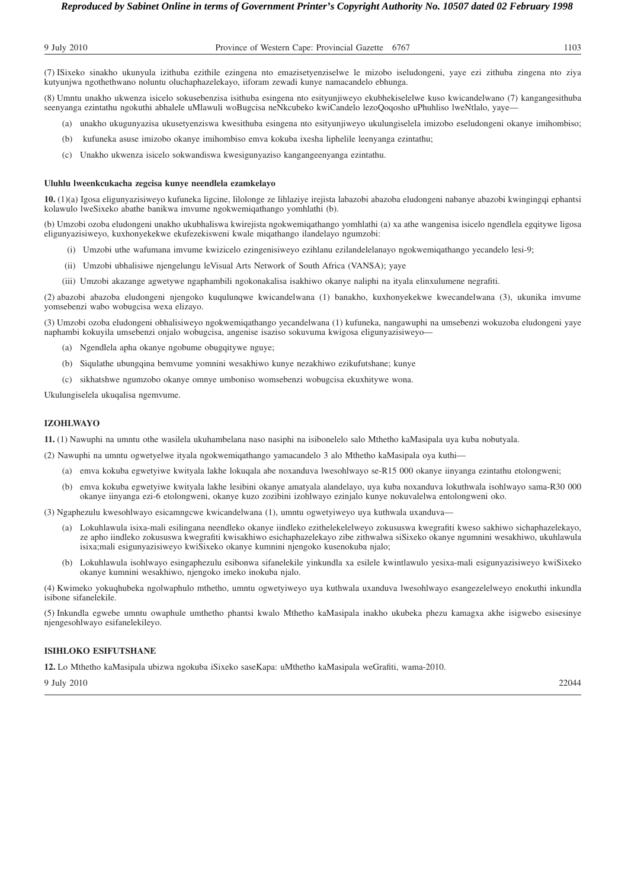(7) ISixeko sinakho ukunyula izithuba ezithile ezingena nto emazisetyenziselwe le mizobo iseludongeni, yaye ezi zithuba zingena nto ziya kutyunjwa ngothethwano noluntu oluchaphazelekayo, iiforam zewadi kunye namacandelo ebhunga.

(8) Umntu unakho ukwenza isicelo sokusebenzisa isithuba esingena nto esityunjiweyo ekubhekiselelwe kuso kwicandelwano (7) kangangesithuba seenyanga ezintathu ngokuthi abhalele uMlawuli woBugcisa neNkcubeko kwiCandelo lezoQoqosho uPhuhliso lweNtlalo, yaye—

- (a) unakho ukugunyazisa ukusetyenziswa kwesithuba esingena nto esityunjiweyo ukulungiselela imizobo eseludongeni okanye imihombiso;
- (b) kufuneka asuse imizobo okanye imihombiso emva kokuba ixesha liphelile leenyanga ezintathu;
- (c) Unakho ukwenza isicelo sokwandiswa kwesigunyaziso kangangeenyanga ezintathu.

**Uluhlu lweenkcukacha zegcisa kunye neendlela ezamkelayo**

**10.** (1)(a) Igosa eligunyazisiweyo kufuneka ligcine, lilolonge ze lihlaziye irejista labazobi abazoba eludongeni nabanye abazobi kwingingqi ephantsi kolawulo lweSixeko abathe banikwa imvume ngokwemiqathango yomhlathi (b).

(b) Umzobi ozoba eludongeni unakho ukubhaliswa kwirejista ngokwemiqathango yomhlathi (a) xa athe wangenisa isicelo ngendlela eqgitywe ligosa eligunyazisiweyo, kuxhonyekekwe ekufezekisweni kwale miqathango ilandelayo ngumzobi:

- (i) Umzobi uthe wafumana imvume kwizicelo ezingenisiweyo ezihlanu ezilandelelanayo ngokwemiqathango yecandelo lesi-9;
- (ii) Umzobi ubhalisiwe njengelungu leVisual Arts Network of South Africa (VANSA); yaye
- (iii) Umzobi akazange agwetywe ngaphambili ngokonakalisa isakhiwo okanye naliphi na ityala elinxulumene negrafiti.

(2) abazobi abazoba eludongeni njengoko kuqulunqwe kwicandelwana (1) banakho, kuxhonyekekwe kwecandelwana (3), ukunika imvume yomsebenzi wabo wobugcisa wexa elizayo.

(3) Umzobi ozoba eludongeni obhalisiweyo ngokwemiqathango yecandelwana (1) kufuneka, nangawuphi na umsebenzi wokuzoba eludongeni yaye naphambi kokuyila umsebenzi onjalo wobugcisa, angenise isaziso sokuvuma kwigosa eligunyazisiweyo—

- (a) Ngendlela apha okanye ngobume obugqitywe nguye;
- (b) Siqulathe ubungqina bemvume yomnini wesakhiwo kunye nezakhiwo ezikufutshane; kunye
- (c) sikhatshwe ngumzobo okanye omnye umboniso womsebenzi wobugcisa ekuxhitywe wona.

Ukulungiselela ukuqalisa ngemvume.

**IZOHLWAYO**

**11.** (1) Nawuphi na umntu othe wasilela ukuhambelana naso nasiphi na isibonelelo salo Mthetho kaMasipala uya kuba nobutyala.

(2) Nawuphi na umntu ogwetyelwe ityala ngokwemiqathango yamacandelo 3 alo Mthetho kaMasipala oya kuthi—

- (a) emva kokuba egwetyiwe kwityala lakhe lokuqala abe noxanduva lwesohlwayo se-R15 000 okanye iinyanga ezintathu etolongweni;
- (b) emva kokuba egwetyiwe kwityala lakhe lesibini okanye amatyala alandelayo, uya kuba noxanduva lokuthwala isohlwayo sama-R30 000 okanye iinyanga ezi-6 etolongweni, okanye kuzo zozibini izohlwayo ezinjalo kunye nokuvalelwa entolongweni oko.

(3) Ngaphezulu kwesohlwayo esicamngcwe kwicandelwana (1), umntu ogwetyiweyo uya kuthwala uxanduva—

- (a) Lokuhlawula isixa-mali esilingana neendleko okanye iindleko ezithelekelelweyo zokususwa kwegrafiti kweso sakhiwo sichaphazelekayo, ze apho iindleko zokususwa kwegrafiti kwisakhiwo esichaphazelekayo zibe zithwalwa siSixeko okanye ngumnini wesakhiwo, ukuhlawula isixa;mali esigunyazisiweyo kwiSixeko okanye kumnini njengoko kusenokuba njalo;
- (b) Lokuhlawula isohlwayo esingaphezulu esibonwa sifanelekile yinkundla xa esilele kwintlawulo yesixa-mali esigunyazisiweyo kwiSixeko okanye kumnini wesakhiwo, njengoko imeko inokuba njalo.

(4) Kwimeko yokuqhubeka ngolwaphulo mthetho, umntu ogwetyiweyo uya kuthwala uxanduva lwesohlwayo esangezelelweyo enokuthi inkundla isibone sifanelekile.

(5) Inkundla egwebe umntu owaphule umthetho phantsi kwalo Mthetho kaMasipala inakho ukubeka phezu kamagxa akhe isigwebo esisesinye njengesohlwayo esifanelekileyo.

**ISIHLOKO ESIFUTSHANE**

**12.** Lo Mthetho kaMasipala ubizwa ngokuba iSixeko saseKapa: uMthetho kaMasipala weGrafiti, wama-2010.

9 July 2010 22044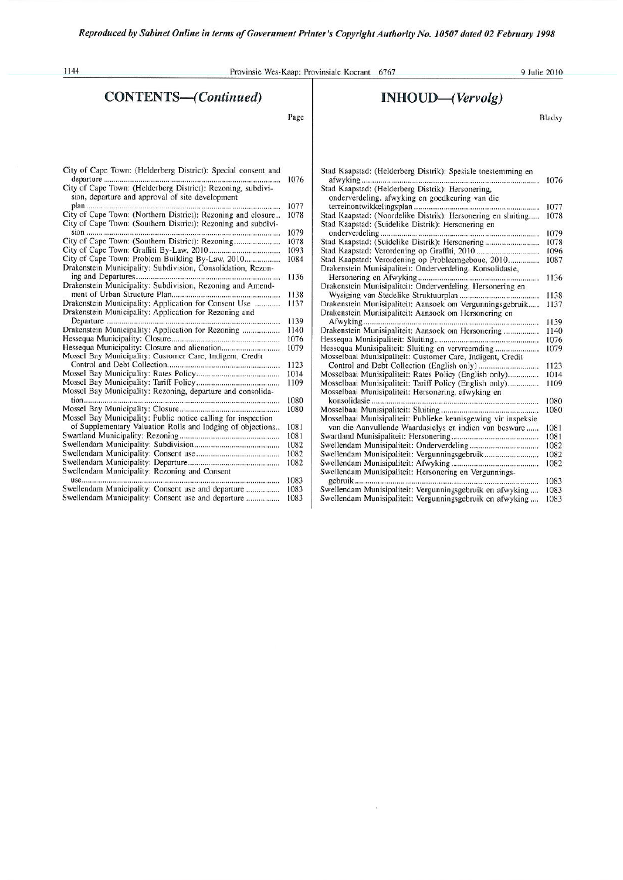## CONTENTS—*(Continued)*

| | Page |
|---|---|
| City of Cape Town: (Helderberg District): Special consent and departure | 1076 |
| City of Cape Town: (Helderberg District): Rezoning, subdivision, departure and approval of site development plan | 1077 |
| City of Cape Town: (Northern District): Rezoning and closure | 1078 |
| City of Cape Town: (Southern District): Rezoning and subdivision | 1079 |
| City of Cape Town: (Southern District): Rezoning | 1078 |
| City of Cape Town: Graffiti By-Law, 2010 | 1093 |
| City of Cape Town: Problem Building By-Law, 2010 | 1084 |
| Drakenstein Municipality: Subdivision, Consolidation, Rezoning and Departures | 1136 |
| Drakenstein Municipality: Subdivision, Rezoning and Amendment of Urban Structure Plan | 1138 |
| Drakenstein Municipality: Application for Consent Use | 1137 |
| Drakenstein Municipality: Application for Rezoning and Departure | 1139 |
| Drakenstein Municipality: Application for Rezoning | 1140 |
| Hessequa Municipality: Closure | 1076 |
| Hessequa Municipality: Closure and alienation | 1079 |
| Mossel Bay Municipality: Customer Care, Indigent, Credit Control and Debt Collection | 1123 |
| Mossel Bay Municipality: Rates Policy | 1014 |
| Mossel Bay Municipality: Tariff Policy | 1109 |
| Mossel Bay Municipality: Rezoning, departure and consolidation | 1080 |
| Mossel Bay Municipality: Closure | 1080 |
| Mossel Bay Municipality: Public notice calling for inspection of Supplementary Valuation Rolls and lodging of objections | 1081 |
| Swartland Municipality: Rezoning | 1081 |
| Swellendam Municipality: Subdivision | 1082 |
| Swellendam Municipality: Consent use | 1082 |
| Swellendam Municipality: Departure | 1082 |
| Swellendam Municipality: Rezoning and Consent use | 1083 |
| Swellendam Municipality: Consent use and departure | 1083 |
| Swellendam Municipality: Consent use and departure | 1083 |

## INHOUD—*(Vervolg)*

| | Bladsy |
|---|---|
| Stad Kaapstad: (Helderberg Distrik): Spesiale toestemming en afwyking | 1076 |
| Stad Kaapstad: (Helderberg Distrik): Hersonering, onderverdeling, afwyking en goedkeuring van die terreinontwikkelingsplan | 1077 |
| Stad Kaapstad: (Noordelike Distrik): Hersonering en sluiting | 1078 |
| Stad Kaapstad: (Suidelike Distrik): Hersonering en onderverdeling | 1079 |
| Stad Kaapstad: (Suidelike Distrik): Hersonering | 1078 |
| Stad Kaapstad: Verordening op Graffiti, 2010 | 1096 |
| Stad Kaapstad: Verordening op Probleemgeboue, 2010 | 1087 |
| Drakenstein Munisipaliteit: Onderverdeling, Konsolidasie, Hersonering en Afwyking | 1136 |
| Drakenstein Munisipaliteit: Onderverdeling, Hersonering en Wysiging van Stedelike Struktuurplan | 1138 |
| Drakenstein Munisipaliteit: Aansoek om Vergunningsgebruik | 1137 |
| Drakenstein Munisipaliteit: Aansoek om Hersonering en Afwyking | 1139 |
| Drakenstein Munisipaliteit: Aansoek om Hersonering | 1140 |
| Hessequa Munisipaliteit: Sluiting | 1076 |
| Hessequa Munisipaliteit: Sluiting en vervreemding | 1079 |
| Mosselbaai Munisipaliteit: Customer Care, Indigent, Credit Control and Debt Collection (English only) | 1123 |
| Mosselbaai Munisipaliteit: Rates Policy (English only) | 1014 |
| Mosselbaai Munisipaliteit: Tariff Policy (English only) | 1109 |
| Mosselbaai Munisipaliteit: Hersonering, afwyking en konsolidasie | 1080 |
| Mosselbaai Munisipaliteit: Sluiting | 1080 |
| Mosselbaai Munisipaliteit: Publieke kennisgewing vir inspeksie van die Aanvullende Waardasielys en indien van besware | 1081 |
| Swartland Munisipaliteit: Hersonering | 1081 |
| Swellendam Munisipaliteit: Onderverdeling | 1082 |
| Swellendam Munisipaliteit: Vergunningsgebruik | 1082 |
| Swellendam Munisipaliteit: Afwyking | 1082 |
| Swellendam Munisipaliteit: Hersonering en Vergunningsgebruik | 1083 |
| Swellendam Munisipaliteit: Vergunningsgebruik en afwyking | 1083 |
| Swellendam Munisipaliteit: Vergunningsgebruik en afwyking | 1083 |